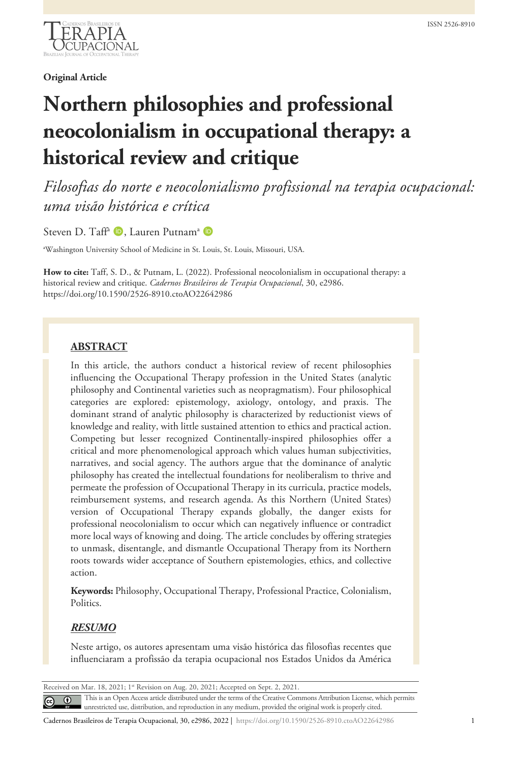**Original Article**

# Northern philosophies and professional neocolonialism in occupational therapy: a historical review and critique

*Filosofias do norte e neocolonialismo profissional na terapia ocupacional: uma visão histórica e crítica*

Steven D. Taff[a], Lauren Putnam[a]

[a]Washington University School of Medicine in St. Louis, St. Louis, Missouri, USA.

**How to cite:** Taff, S. D., & Putnam, L. (2022). Professional neocolonialism in occupational therapy: a historical review and critique. *Cadernos Brasileiros de Terapia Ocupacional*, 30, e2986. https://doi.org/10.1590/2526-8910.ctoAO22642986

## ABSTRACT

In this article, the authors conduct a historical review of recent philosophies influencing the Occupational Therapy profession in the United States (analytic philosophy and Continental varieties such as neopragmatism). Four philosophical categories are explored: epistemology, axiology, ontology, and praxis. The dominant strand of analytic philosophy is characterized by reductionist views of knowledge and reality, with little sustained attention to ethics and practical action. Competing but lesser recognized Continentally-inspired philosophies offer a critical and more phenomenological approach which values human subjectivities, narratives, and social agency. The authors argue that the dominance of analytic philosophy has created the intellectual foundations for neoliberalism to thrive and permeate the profession of Occupational Therapy in its curricula, practice models, reimbursement systems, and research agenda. As this Northern (United States) version of Occupational Therapy expands globally, the danger exists for professional neocolonialism to occur which can negatively influence or contradict more local ways of knowing and doing. The article concludes by offering strategies to unmask, disentangle, and dismantle Occupational Therapy from its Northern roots towards wider acceptance of Southern epistemologies, ethics, and collective action.

**Keywords:** Philosophy, Occupational Therapy, Professional Practice, Colonialism, Politics.

## *RESUMO*

Neste artigo, os autores apresentam uma visão histórica das filosofias recentes que influenciaram a profissão da terapia ocupacional nos Estados Unidos da América

Received on Mar. 18, 2021; 1st Revision on Aug. 20, 2021; Accepted on Sept. 2, 2021.

This is an Open Access article distributed under the terms of the Creative Commons Attribution License, which permits unrestricted use, distribution, and reproduction in any medium, provided the original work is properly cited.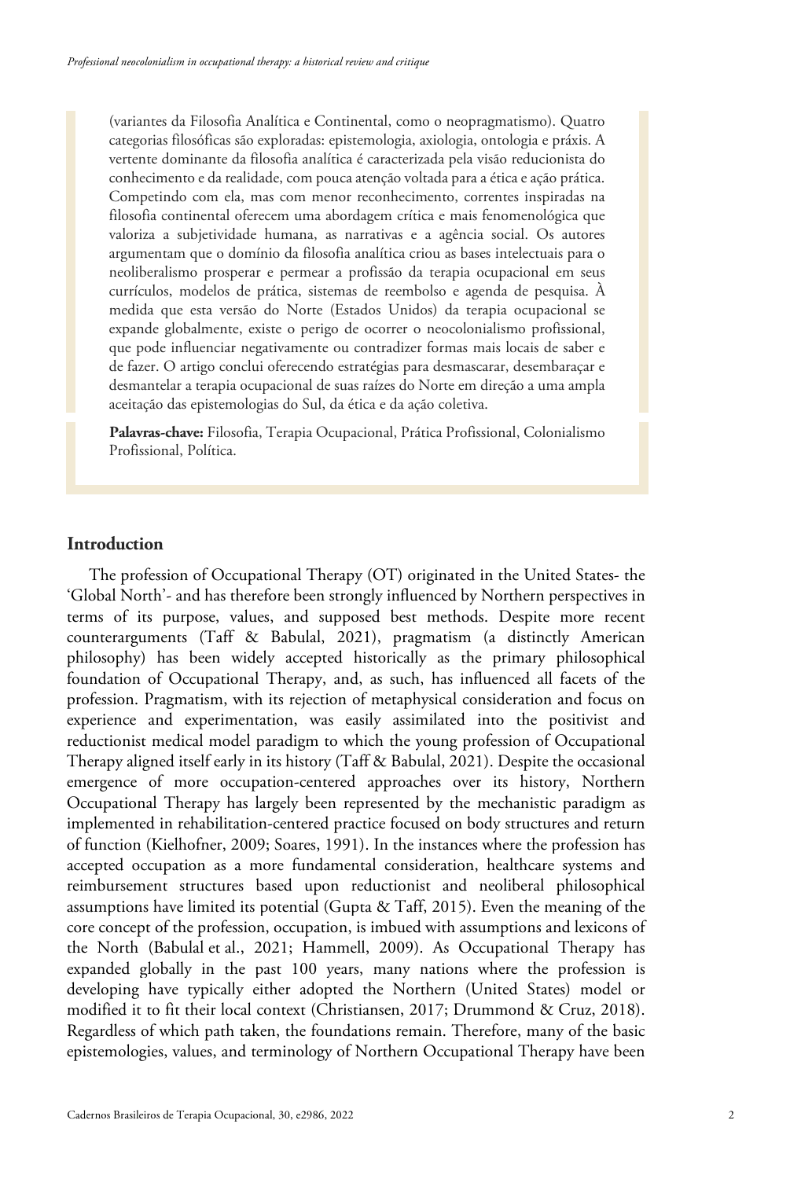(variantes da Filosofia Analítica e Continental, como o neopragmatismo). Quatro categorias filosóficas são exploradas: epistemologia, axiologia, ontologia e práxis. A vertente dominante da filosofia analítica é caracterizada pela visão reducionista do conhecimento e da realidade, com pouca atenção voltada para a ética e ação prática. Competindo com ela, mas com menor reconhecimento, correntes inspiradas na filosofia continental oferecem uma abordagem crítica e mais fenomenológica que valoriza a subjetividade humana, as narrativas e a agência social. Os autores argumentam que o domínio da filosofia analítica criou as bases intelectuais para o neoliberalismo prosperar e permear a profissão da terapia ocupacional em seus currículos, modelos de prática, sistemas de reembolso e agenda de pesquisa. À medida que esta versão do Norte (Estados Unidos) da terapia ocupacional se expande globalmente, existe o perigo de ocorrer o neocolonialismo profissional, que pode influenciar negativamente ou contradizer formas mais locais de saber e de fazer. O artigo conclui oferecendo estratégias para desmascarar, desembaraçar e desmantelar a terapia ocupacional de suas raízes do Norte em direção a uma ampla aceitação das epistemologias do Sul, da ética e da ação coletiva.

**Palavras-chave:** Filosofia, Terapia Ocupacional, Prática Profissional, Colonialismo Profissional, Política.

## Introduction

The profession of Occupational Therapy (OT) originated in the United States- the 'Global North'- and has therefore been strongly influenced by Northern perspectives in terms of its purpose, values, and supposed best methods. Despite more recent counterarguments (Taff & Babulal, 2021), pragmatism (a distinctly American philosophy) has been widely accepted historically as the primary philosophical foundation of Occupational Therapy, and, as such, has influenced all facets of the profession. Pragmatism, with its rejection of metaphysical consideration and focus on experience and experimentation, was easily assimilated into the positivist and reductionist medical model paradigm to which the young profession of Occupational Therapy aligned itself early in its history (Taff & Babulal, 2021). Despite the occasional emergence of more occupation-centered approaches over its history, Northern Occupational Therapy has largely been represented by the mechanistic paradigm as implemented in rehabilitation-centered practice focused on body structures and return of function (Kielhofner, 2009; Soares, 1991). In the instances where the profession has accepted occupation as a more fundamental consideration, healthcare systems and reimbursement structures based upon reductionist and neoliberal philosophical assumptions have limited its potential (Gupta & Taff, 2015). Even the meaning of the core concept of the profession, occupation, is imbued with assumptions and lexicons of the North (Babulal et al., 2021; Hammell, 2009). As Occupational Therapy has expanded globally in the past 100 years, many nations where the profession is developing have typically either adopted the Northern (United States) model or modified it to fit their local context (Christiansen, 2017; Drummond & Cruz, 2018). Regardless of which path taken, the foundations remain. Therefore, many of the basic epistemologies, values, and terminology of Northern Occupational Therapy have been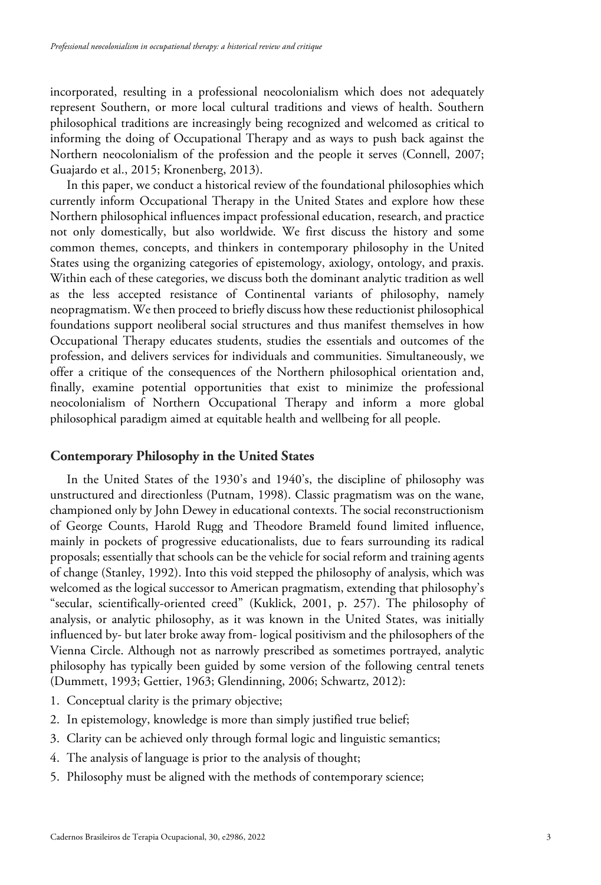incorporated, resulting in a professional neocolonialism which does not adequately represent Southern, or more local cultural traditions and views of health. Southern philosophical traditions are increasingly being recognized and welcomed as critical to informing the doing of Occupational Therapy and as ways to push back against the Northern neocolonialism of the profession and the people it serves (Connell, 2007; Guajardo et al., 2015; Kronenberg, 2013).

In this paper, we conduct a historical review of the foundational philosophies which currently inform Occupational Therapy in the United States and explore how these Northern philosophical influences impact professional education, research, and practice not only domestically, but also worldwide. We first discuss the history and some common themes, concepts, and thinkers in contemporary philosophy in the United States using the organizing categories of epistemology, axiology, ontology, and praxis. Within each of these categories, we discuss both the dominant analytic tradition as well as the less accepted resistance of Continental variants of philosophy, namely neopragmatism. We then proceed to briefly discuss how these reductionist philosophical foundations support neoliberal social structures and thus manifest themselves in how Occupational Therapy educates students, studies the essentials and outcomes of the profession, and delivers services for individuals and communities. Simultaneously, we offer a critique of the consequences of the Northern philosophical orientation and, finally, examine potential opportunities that exist to minimize the professional neocolonialism of Northern Occupational Therapy and inform a more global philosophical paradigm aimed at equitable health and wellbeing for all people.

## Contemporary Philosophy in the United States

In the United States of the 1930's and 1940's, the discipline of philosophy was unstructured and directionless (Putnam, 1998). Classic pragmatism was on the wane, championed only by John Dewey in educational contexts. The social reconstructionism of George Counts, Harold Rugg and Theodore Brameld found limited influence, mainly in pockets of progressive educationalists, due to fears surrounding its radical proposals; essentially that schools can be the vehicle for social reform and training agents of change (Stanley, 1992). Into this void stepped the philosophy of analysis, which was welcomed as the logical successor to American pragmatism, extending that philosophy's "secular, scientifically-oriented creed" (Kuklick, 2001, p. 257). The philosophy of analysis, or analytic philosophy, as it was known in the United States, was initially influenced by- but later broke away from- logical positivism and the philosophers of the Vienna Circle. Although not as narrowly prescribed as sometimes portrayed, analytic philosophy has typically been guided by some version of the following central tenets (Dummett, 1993; Gettier, 1963; Glendinning, 2006; Schwartz, 2012):

1. Conceptual clarity is the primary objective;
2. In epistemology, knowledge is more than simply justified true belief;
3. Clarity can be achieved only through formal logic and linguistic semantics;
4. The analysis of language is prior to the analysis of thought;
5. Philosophy must be aligned with the methods of contemporary science;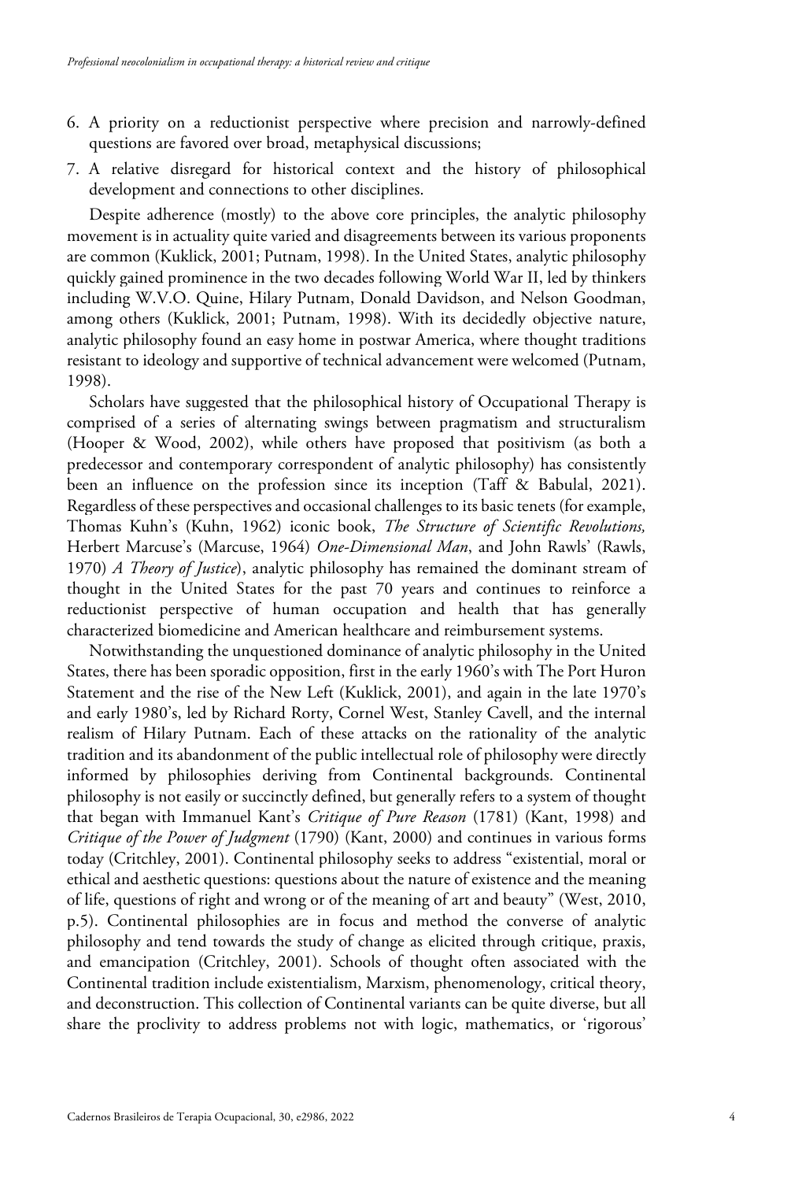6. A priority on a reductionist perspective where precision and narrowly-defined questions are favored over broad, metaphysical discussions;
7. A relative disregard for historical context and the history of philosophical development and connections to other disciplines.

Despite adherence (mostly) to the above core principles, the analytic philosophy movement is in actuality quite varied and disagreements between its various proponents are common (Kuklick, 2001; Putnam, 1998). In the United States, analytic philosophy quickly gained prominence in the two decades following World War II, led by thinkers including W.V.O. Quine, Hilary Putnam, Donald Davidson, and Nelson Goodman, among others (Kuklick, 2001; Putnam, 1998). With its decidedly objective nature, analytic philosophy found an easy home in postwar America, where thought traditions resistant to ideology and supportive of technical advancement were welcomed (Putnam, 1998).

Scholars have suggested that the philosophical history of Occupational Therapy is comprised of a series of alternating swings between pragmatism and structuralism (Hooper & Wood, 2002), while others have proposed that positivism (as both a predecessor and contemporary correspondent of analytic philosophy) has consistently been an influence on the profession since its inception (Taff & Babulal, 2021). Regardless of these perspectives and occasional challenges to its basic tenets (for example, Thomas Kuhn's (Kuhn, 1962) iconic book, *The Structure of Scientific Revolutions,* Herbert Marcuse's (Marcuse, 1964) *One-Dimensional Man*, and John Rawls' (Rawls, 1970) *A Theory of Justice*), analytic philosophy has remained the dominant stream of thought in the United States for the past 70 years and continues to reinforce a reductionist perspective of human occupation and health that has generally characterized biomedicine and American healthcare and reimbursement systems.

Notwithstanding the unquestioned dominance of analytic philosophy in the United States, there has been sporadic opposition, first in the early 1960's with The Port Huron Statement and the rise of the New Left (Kuklick, 2001), and again in the late 1970's and early 1980's, led by Richard Rorty, Cornel West, Stanley Cavell, and the internal realism of Hilary Putnam. Each of these attacks on the rationality of the analytic tradition and its abandonment of the public intellectual role of philosophy were directly informed by philosophies deriving from Continental backgrounds. Continental philosophy is not easily or succinctly defined, but generally refers to a system of thought that began with Immanuel Kant's *Critique of Pure Reason* (1781) (Kant, 1998) and *Critique of the Power of Judgment* (1790) (Kant, 2000) and continues in various forms today (Critchley, 2001). Continental philosophy seeks to address "existential, moral or ethical and aesthetic questions: questions about the nature of existence and the meaning of life, questions of right and wrong or of the meaning of art and beauty" (West, 2010, p.5). Continental philosophies are in focus and method the converse of analytic philosophy and tend towards the study of change as elicited through critique, praxis, and emancipation (Critchley, 2001). Schools of thought often associated with the Continental tradition include existentialism, Marxism, phenomenology, critical theory, and deconstruction. This collection of Continental variants can be quite diverse, but all share the proclivity to address problems not with logic, mathematics, or 'rigorous'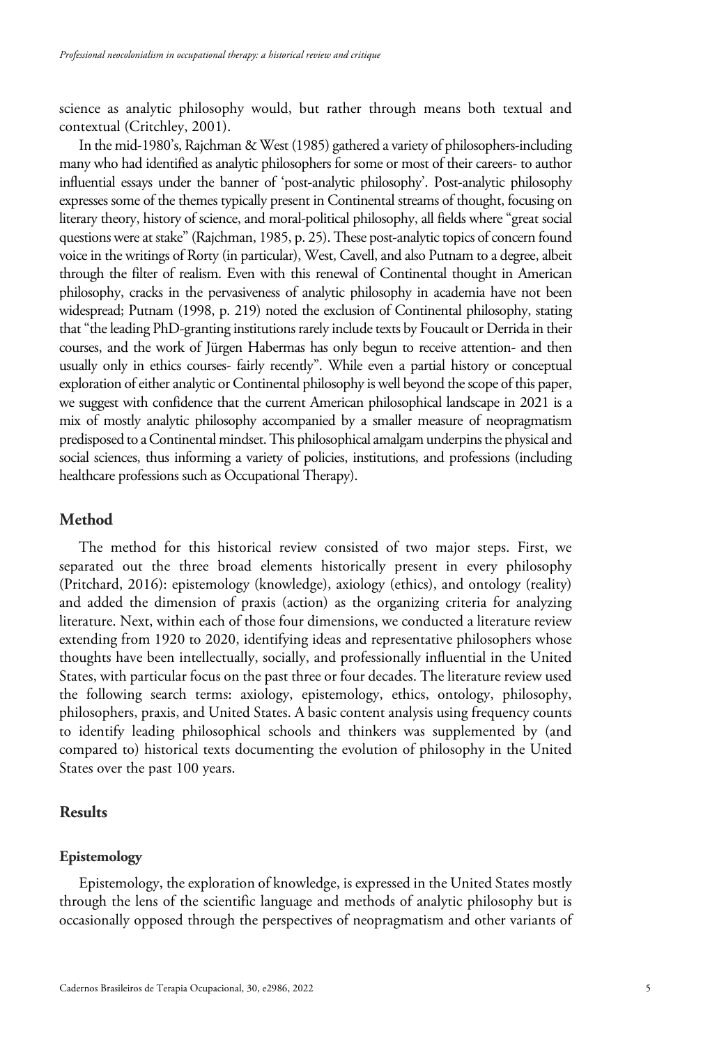science as analytic philosophy would, but rather through means both textual and contextual (Critchley, 2001).

In the mid-1980's, Rajchman & West (1985) gathered a variety of philosophers-including many who had identified as analytic philosophers for some or most of their careers- to author influential essays under the banner of 'post-analytic philosophy'. Post-analytic philosophy expresses some of the themes typically present in Continental streams of thought, focusing on literary theory, history of science, and moral-political philosophy, all fields where "great social questions were at stake" (Rajchman, 1985, p. 25). These post-analytic topics of concern found voice in the writings of Rorty (in particular), West, Cavell, and also Putnam to a degree, albeit through the filter of realism. Even with this renewal of Continental thought in American philosophy, cracks in the pervasiveness of analytic philosophy in academia have not been widespread; Putnam (1998, p. 219) noted the exclusion of Continental philosophy, stating that "the leading PhD-granting institutions rarely include texts by Foucault or Derrida in their courses, and the work of Jürgen Habermas has only begun to receive attention- and then usually only in ethics courses- fairly recently". While even a partial history or conceptual exploration of either analytic or Continental philosophy is well beyond the scope of this paper, we suggest with confidence that the current American philosophical landscape in 2021 is a mix of mostly analytic philosophy accompanied by a smaller measure of neopragmatism predisposed to a Continental mindset. This philosophical amalgam underpins the physical and social sciences, thus informing a variety of policies, institutions, and professions (including healthcare professions such as Occupational Therapy).

## Method

The method for this historical review consisted of two major steps. First, we separated out the three broad elements historically present in every philosophy (Pritchard, 2016): epistemology (knowledge), axiology (ethics), and ontology (reality) and added the dimension of praxis (action) as the organizing criteria for analyzing literature. Next, within each of those four dimensions, we conducted a literature review extending from 1920 to 2020, identifying ideas and representative philosophers whose thoughts have been intellectually, socially, and professionally influential in the United States, with particular focus on the past three or four decades. The literature review used the following search terms: axiology, epistemology, ethics, ontology, philosophy, philosophers, praxis, and United States. A basic content analysis using frequency counts to identify leading philosophical schools and thinkers was supplemented by (and compared to) historical texts documenting the evolution of philosophy in the United States over the past 100 years.

## Results

### Epistemology

Epistemology, the exploration of knowledge, is expressed in the United States mostly through the lens of the scientific language and methods of analytic philosophy but is occasionally opposed through the perspectives of neopragmatism and other variants of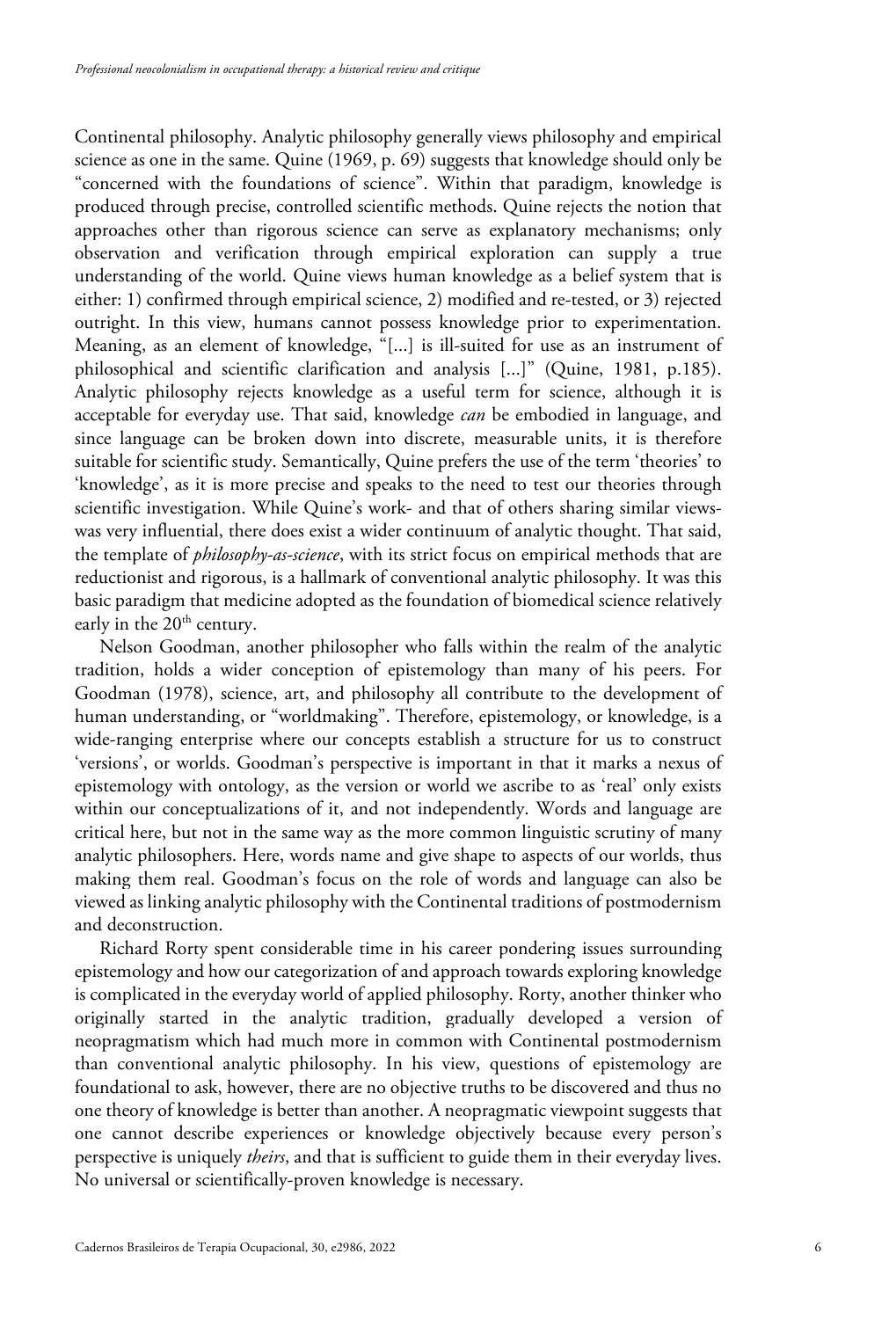Continental philosophy. Analytic philosophy generally views philosophy and empirical science as one in the same. Quine (1969, p. 69) suggests that knowledge should only be "concerned with the foundations of science". Within that paradigm, knowledge is produced through precise, controlled scientific methods. Quine rejects the notion that approaches other than rigorous science can serve as explanatory mechanisms; only observation and verification through empirical exploration can supply a true understanding of the world. Quine views human knowledge as a belief system that is either: 1) confirmed through empirical science, 2) modified and re-tested, or 3) rejected outright. In this view, humans cannot possess knowledge prior to experimentation. Meaning, as an element of knowledge, "[...] is ill-suited for use as an instrument of philosophical and scientific clarification and analysis [...]" (Quine, 1981, p.185). Analytic philosophy rejects knowledge as a useful term for science, although it is acceptable for everyday use. That said, knowledge *can* be embodied in language, and since language can be broken down into discrete, measurable units, it is therefore suitable for scientific study. Semantically, Quine prefers the use of the term 'theories' to 'knowledge', as it is more precise and speaks to the need to test our theories through scientific investigation. While Quine's work- and that of others sharing similar views- was very influential, there does exist a wider continuum of analytic thought. That said, the template of *philosophy-as-science*, with its strict focus on empirical methods that are reductionist and rigorous, is a hallmark of conventional analytic philosophy. It was this basic paradigm that medicine adopted as the foundation of biomedical science relatively early in the 20th century.

Nelson Goodman, another philosopher who falls within the realm of the analytic tradition, holds a wider conception of epistemology than many of his peers. For Goodman (1978), science, art, and philosophy all contribute to the development of human understanding, or "worldmaking". Therefore, epistemology, or knowledge, is a wide-ranging enterprise where our concepts establish a structure for us to construct 'versions', or worlds. Goodman's perspective is important in that it marks a nexus of epistemology with ontology, as the version or world we ascribe to as 'real' only exists within our conceptualizations of it, and not independently. Words and language are critical here, but not in the same way as the more common linguistic scrutiny of many analytic philosophers. Here, words name and give shape to aspects of our worlds, thus making them real. Goodman's focus on the role of words and language can also be viewed as linking analytic philosophy with the Continental traditions of postmodernism and deconstruction.

Richard Rorty spent considerable time in his career pondering issues surrounding epistemology and how our categorization of and approach towards exploring knowledge is complicated in the everyday world of applied philosophy. Rorty, another thinker who originally started in the analytic tradition, gradually developed a version of neopragmatism which had much more in common with Continental postmodernism than conventional analytic philosophy. In his view, questions of epistemology are foundational to ask, however, there are no objective truths to be discovered and thus no one theory of knowledge is better than another. A neopragmatic viewpoint suggests that one cannot describe experiences or knowledge objectively because every person's perspective is uniquely *theirs*, and that is sufficient to guide them in their everyday lives. No universal or scientifically-proven knowledge is necessary.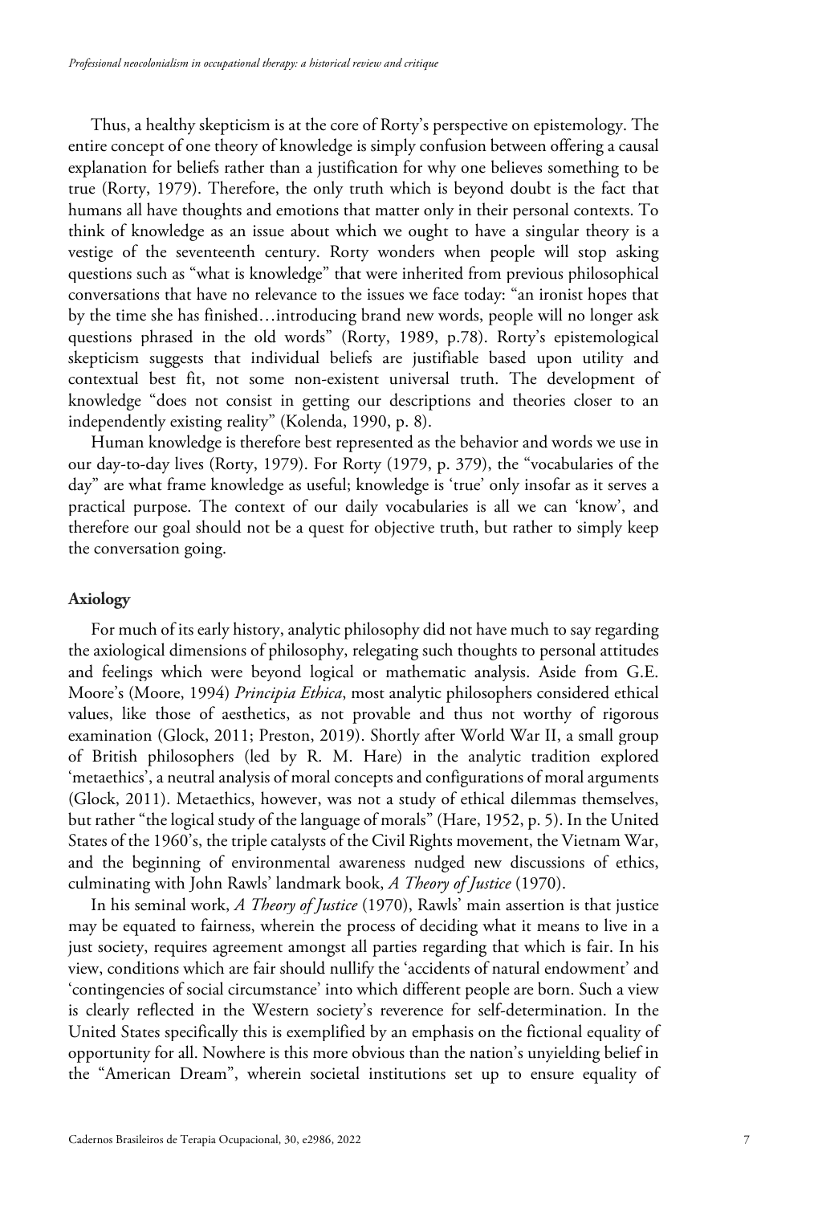Thus, a healthy skepticism is at the core of Rorty's perspective on epistemology. The entire concept of one theory of knowledge is simply confusion between offering a causal explanation for beliefs rather than a justification for why one believes something to be true (Rorty, 1979). Therefore, the only truth which is beyond doubt is the fact that humans all have thoughts and emotions that matter only in their personal contexts. To think of knowledge as an issue about which we ought to have a singular theory is a vestige of the seventeenth century. Rorty wonders when people will stop asking questions such as "what is knowledge" that were inherited from previous philosophical conversations that have no relevance to the issues we face today: "an ironist hopes that by the time she has finished…introducing brand new words, people will no longer ask questions phrased in the old words" (Rorty, 1989, p.78). Rorty's epistemological skepticism suggests that individual beliefs are justifiable based upon utility and contextual best fit, not some non-existent universal truth. The development of knowledge "does not consist in getting our descriptions and theories closer to an independently existing reality" (Kolenda, 1990, p. 8).

Human knowledge is therefore best represented as the behavior and words we use in our day-to-day lives (Rorty, 1979). For Rorty (1979, p. 379), the "vocabularies of the day" are what frame knowledge as useful; knowledge is 'true' only insofar as it serves a practical purpose. The context of our daily vocabularies is all we can 'know', and therefore our goal should not be a quest for objective truth, but rather to simply keep the conversation going.

### Axiology

For much of its early history, analytic philosophy did not have much to say regarding the axiological dimensions of philosophy, relegating such thoughts to personal attitudes and feelings which were beyond logical or mathematic analysis. Aside from G.E. Moore's (Moore, 1994) *Principia Ethica*, most analytic philosophers considered ethical values, like those of aesthetics, as not provable and thus not worthy of rigorous examination (Glock, 2011; Preston, 2019). Shortly after World War II, a small group of British philosophers (led by R. M. Hare) in the analytic tradition explored 'metaethics', a neutral analysis of moral concepts and configurations of moral arguments (Glock, 2011). Metaethics, however, was not a study of ethical dilemmas themselves, but rather "the logical study of the language of morals" (Hare, 1952, p. 5). In the United States of the 1960's, the triple catalysts of the Civil Rights movement, the Vietnam War, and the beginning of environmental awareness nudged new discussions of ethics, culminating with John Rawls' landmark book, *A Theory of Justice* (1970).

In his seminal work, *A Theory of Justice* (1970), Rawls' main assertion is that justice may be equated to fairness, wherein the process of deciding what it means to live in a just society, requires agreement amongst all parties regarding that which is fair. In his view, conditions which are fair should nullify the 'accidents of natural endowment' and 'contingencies of social circumstance' into which different people are born. Such a view is clearly reflected in the Western society's reverence for self-determination. In the United States specifically this is exemplified by an emphasis on the fictional equality of opportunity for all. Nowhere is this more obvious than the nation's unyielding belief in the "American Dream", wherein societal institutions set up to ensure equality of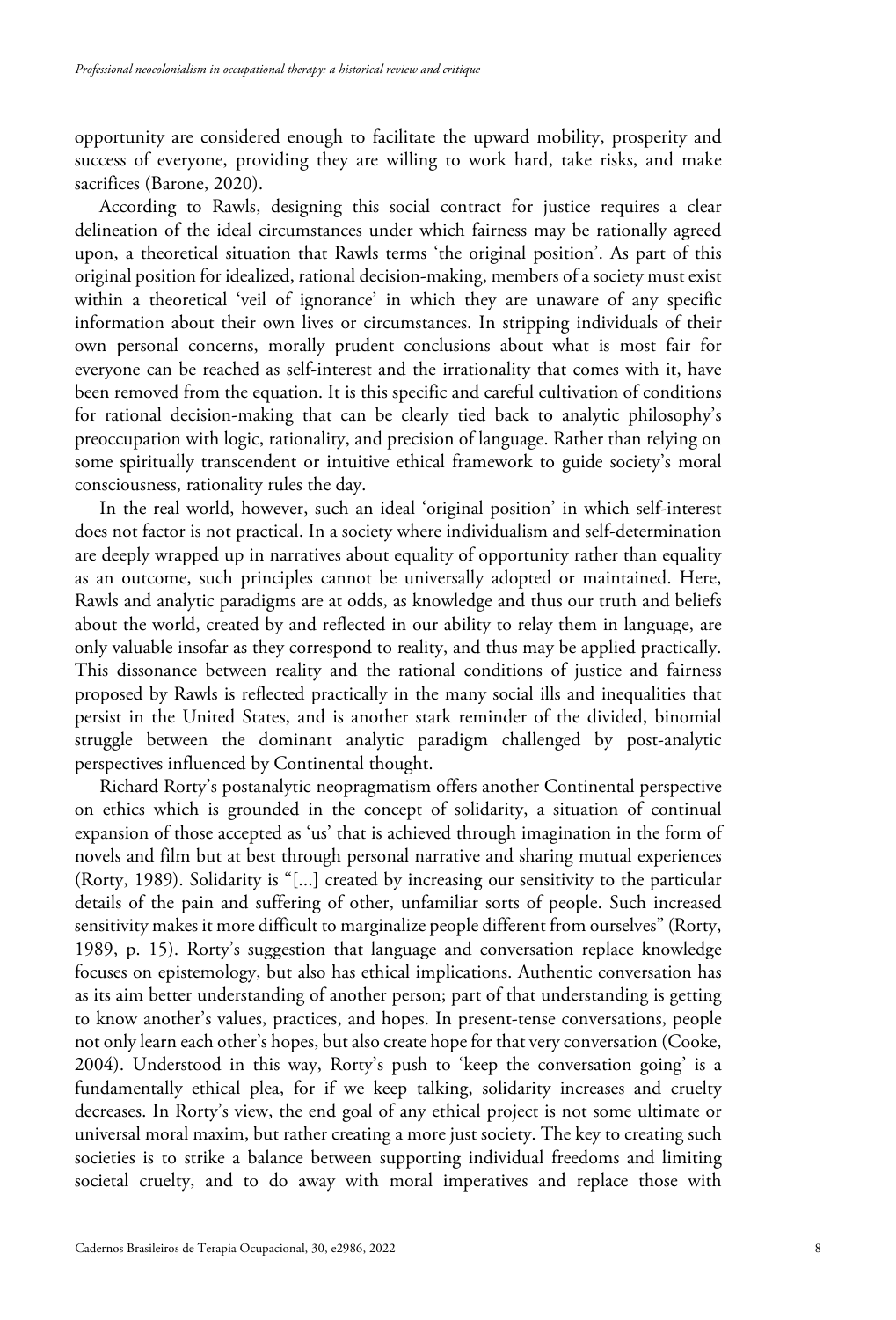opportunity are considered enough to facilitate the upward mobility, prosperity and success of everyone, providing they are willing to work hard, take risks, and make sacrifices (Barone, 2020).

According to Rawls, designing this social contract for justice requires a clear delineation of the ideal circumstances under which fairness may be rationally agreed upon, a theoretical situation that Rawls terms 'the original position'. As part of this original position for idealized, rational decision-making, members of a society must exist within a theoretical 'veil of ignorance' in which they are unaware of any specific information about their own lives or circumstances. In stripping individuals of their own personal concerns, morally prudent conclusions about what is most fair for everyone can be reached as self-interest and the irrationality that comes with it, have been removed from the equation. It is this specific and careful cultivation of conditions for rational decision-making that can be clearly tied back to analytic philosophy's preoccupation with logic, rationality, and precision of language. Rather than relying on some spiritually transcendent or intuitive ethical framework to guide society's moral consciousness, rationality rules the day.

In the real world, however, such an ideal 'original position' in which self-interest does not factor is not practical. In a society where individualism and self-determination are deeply wrapped up in narratives about equality of opportunity rather than equality as an outcome, such principles cannot be universally adopted or maintained. Here, Rawls and analytic paradigms are at odds, as knowledge and thus our truth and beliefs about the world, created by and reflected in our ability to relay them in language, are only valuable insofar as they correspond to reality, and thus may be applied practically. This dissonance between reality and the rational conditions of justice and fairness proposed by Rawls is reflected practically in the many social ills and inequalities that persist in the United States, and is another stark reminder of the divided, binomial struggle between the dominant analytic paradigm challenged by post-analytic perspectives influenced by Continental thought.

Richard Rorty's postanalytic neopragmatism offers another Continental perspective on ethics which is grounded in the concept of solidarity, a situation of continual expansion of those accepted as 'us' that is achieved through imagination in the form of novels and film but at best through personal narrative and sharing mutual experiences (Rorty, 1989). Solidarity is "[...] created by increasing our sensitivity to the particular details of the pain and suffering of other, unfamiliar sorts of people. Such increased sensitivity makes it more difficult to marginalize people different from ourselves" (Rorty, 1989, p. 15). Rorty's suggestion that language and conversation replace knowledge focuses on epistemology, but also has ethical implications. Authentic conversation has as its aim better understanding of another person; part of that understanding is getting to know another's values, practices, and hopes. In present-tense conversations, people not only learn each other's hopes, but also create hope for that very conversation (Cooke, 2004). Understood in this way, Rorty's push to 'keep the conversation going' is a fundamentally ethical plea, for if we keep talking, solidarity increases and cruelty decreases. In Rorty's view, the end goal of any ethical project is not some ultimate or universal moral maxim, but rather creating a more just society. The key to creating such societies is to strike a balance between supporting individual freedoms and limiting societal cruelty, and to do away with moral imperatives and replace those with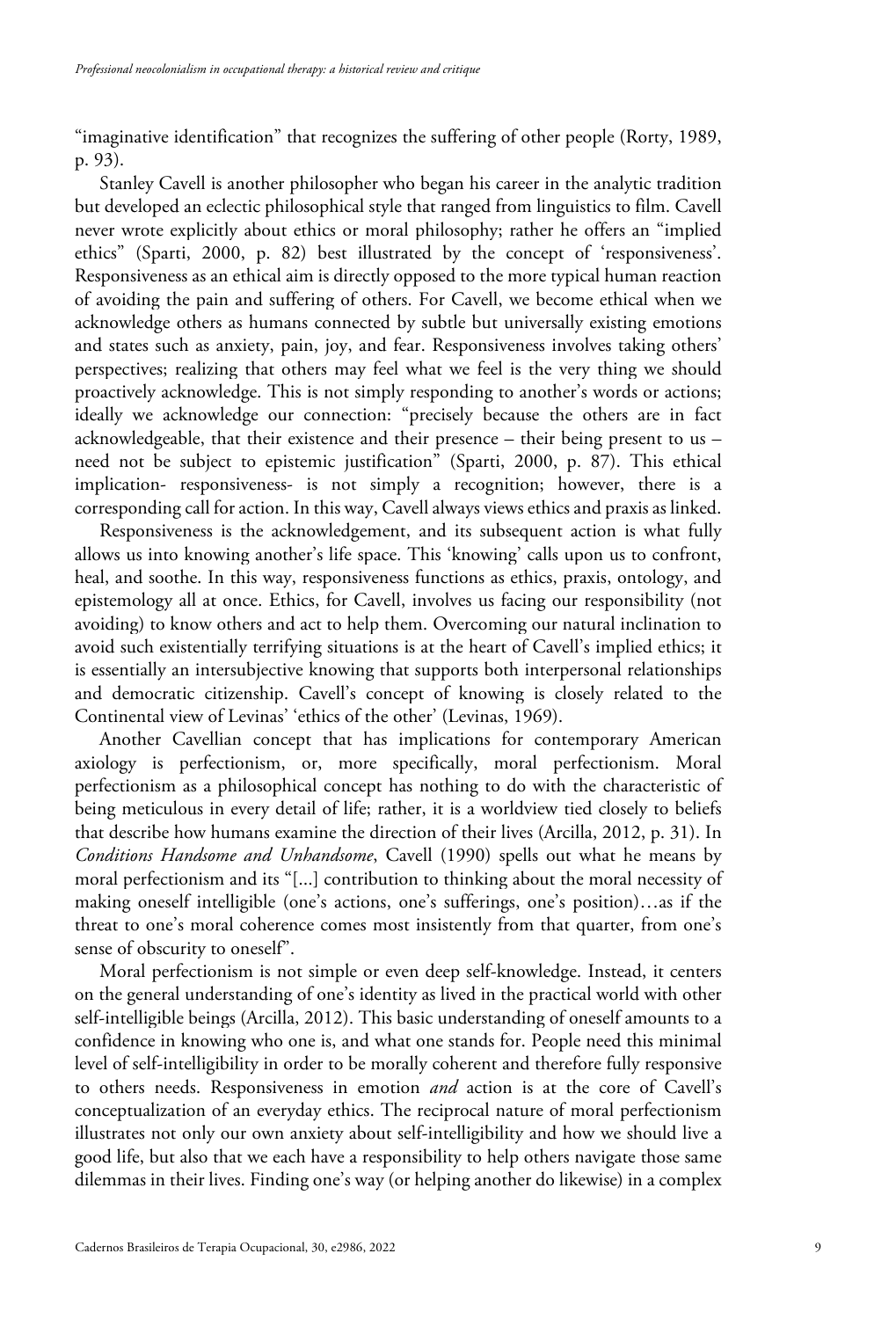"imaginative identification" that recognizes the suffering of other people (Rorty, 1989, p. 93).

Stanley Cavell is another philosopher who began his career in the analytic tradition but developed an eclectic philosophical style that ranged from linguistics to film. Cavell never wrote explicitly about ethics or moral philosophy; rather he offers an "implied ethics" (Sparti, 2000, p. 82) best illustrated by the concept of 'responsiveness'. Responsiveness as an ethical aim is directly opposed to the more typical human reaction of avoiding the pain and suffering of others. For Cavell, we become ethical when we acknowledge others as humans connected by subtle but universally existing emotions and states such as anxiety, pain, joy, and fear. Responsiveness involves taking others' perspectives; realizing that others may feel what we feel is the very thing we should proactively acknowledge. This is not simply responding to another's words or actions; ideally we acknowledge our connection: "precisely because the others are in fact acknowledgeable, that their existence and their presence – their being present to us – need not be subject to epistemic justification" (Sparti, 2000, p. 87). This ethical implication- responsiveness- is not simply a recognition; however, there is a corresponding call for action. In this way, Cavell always views ethics and praxis as linked.

Responsiveness is the acknowledgement, and its subsequent action is what fully allows us into knowing another's life space. This 'knowing' calls upon us to confront, heal, and soothe. In this way, responsiveness functions as ethics, praxis, ontology, and epistemology all at once. Ethics, for Cavell, involves us facing our responsibility (not avoiding) to know others and act to help them. Overcoming our natural inclination to avoid such existentially terrifying situations is at the heart of Cavell's implied ethics; it is essentially an intersubjective knowing that supports both interpersonal relationships and democratic citizenship. Cavell's concept of knowing is closely related to the Continental view of Levinas' 'ethics of the other' (Levinas, 1969).

Another Cavellian concept that has implications for contemporary American axiology is perfectionism, or, more specifically, moral perfectionism. Moral perfectionism as a philosophical concept has nothing to do with the characteristic of being meticulous in every detail of life; rather, it is a worldview tied closely to beliefs that describe how humans examine the direction of their lives (Arcilla, 2012, p. 31). In *Conditions Handsome and Unhandsome*, Cavell (1990) spells out what he means by moral perfectionism and its "[...] contribution to thinking about the moral necessity of making oneself intelligible (one's actions, one's sufferings, one's position)…as if the threat to one's moral coherence comes most insistently from that quarter, from one's sense of obscurity to oneself".

Moral perfectionism is not simple or even deep self-knowledge. Instead, it centers on the general understanding of one's identity as lived in the practical world with other self-intelligible beings (Arcilla, 2012). This basic understanding of oneself amounts to a confidence in knowing who one is, and what one stands for. People need this minimal level of self-intelligibility in order to be morally coherent and therefore fully responsive to others needs. Responsiveness in emotion *and* action is at the core of Cavell's conceptualization of an everyday ethics. The reciprocal nature of moral perfectionism illustrates not only our own anxiety about self-intelligibility and how we should live a good life, but also that we each have a responsibility to help others navigate those same dilemmas in their lives. Finding one's way (or helping another do likewise) in a complex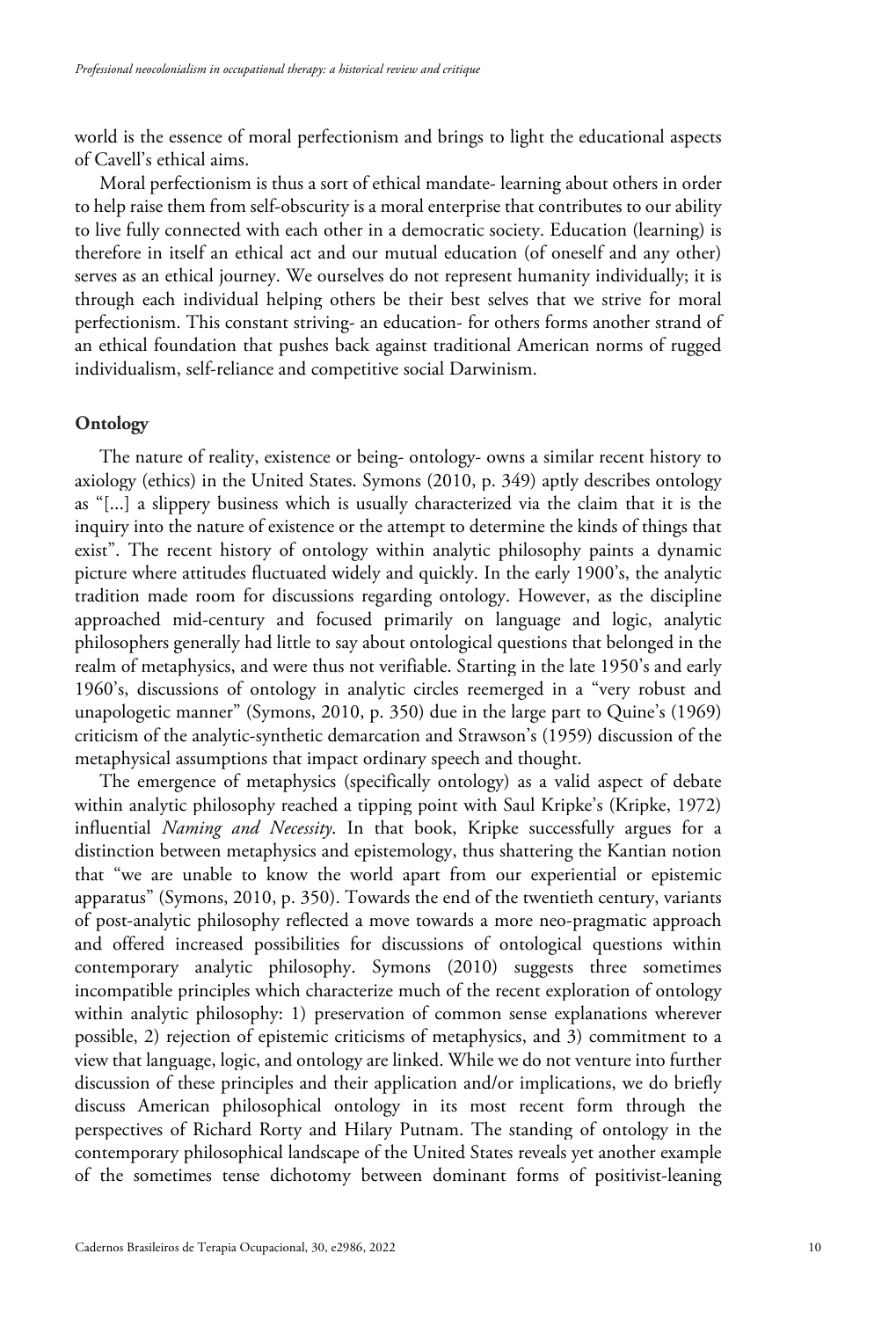world is the essence of moral perfectionism and brings to light the educational aspects of Cavell's ethical aims.

Moral perfectionism is thus a sort of ethical mandate- learning about others in order to help raise them from self-obscurity is a moral enterprise that contributes to our ability to live fully connected with each other in a democratic society. Education (learning) is therefore in itself an ethical act and our mutual education (of oneself and any other) serves as an ethical journey. We ourselves do not represent humanity individually; it is through each individual helping others be their best selves that we strive for moral perfectionism. This constant striving- an education- for others forms another strand of an ethical foundation that pushes back against traditional American norms of rugged individualism, self-reliance and competitive social Darwinism.

## Ontology

The nature of reality, existence or being- ontology- owns a similar recent history to axiology (ethics) in the United States. Symons (2010, p. 349) aptly describes ontology as "[...] a slippery business which is usually characterized via the claim that it is the inquiry into the nature of existence or the attempt to determine the kinds of things that exist". The recent history of ontology within analytic philosophy paints a dynamic picture where attitudes fluctuated widely and quickly. In the early 1900's, the analytic tradition made room for discussions regarding ontology. However, as the discipline approached mid-century and focused primarily on language and logic, analytic philosophers generally had little to say about ontological questions that belonged in the realm of metaphysics, and were thus not verifiable. Starting in the late 1950's and early 1960's, discussions of ontology in analytic circles reemerged in a "very robust and unapologetic manner" (Symons, 2010, p. 350) due in the large part to Quine's (1969) criticism of the analytic-synthetic demarcation and Strawson's (1959) discussion of the metaphysical assumptions that impact ordinary speech and thought.

The emergence of metaphysics (specifically ontology) as a valid aspect of debate within analytic philosophy reached a tipping point with Saul Kripke's (Kripke, 1972) influential *Naming and Necessity*. In that book, Kripke successfully argues for a distinction between metaphysics and epistemology, thus shattering the Kantian notion that "we are unable to know the world apart from our experiential or epistemic apparatus" (Symons, 2010, p. 350). Towards the end of the twentieth century, variants of post-analytic philosophy reflected a move towards a more neo-pragmatic approach and offered increased possibilities for discussions of ontological questions within contemporary analytic philosophy. Symons (2010) suggests three sometimes incompatible principles which characterize much of the recent exploration of ontology within analytic philosophy: 1) preservation of common sense explanations wherever possible, 2) rejection of epistemic criticisms of metaphysics, and 3) commitment to a view that language, logic, and ontology are linked. While we do not venture into further discussion of these principles and their application and/or implications, we do briefly discuss American philosophical ontology in its most recent form through the perspectives of Richard Rorty and Hilary Putnam. The standing of ontology in the contemporary philosophical landscape of the United States reveals yet another example of the sometimes tense dichotomy between dominant forms of positivist-leaning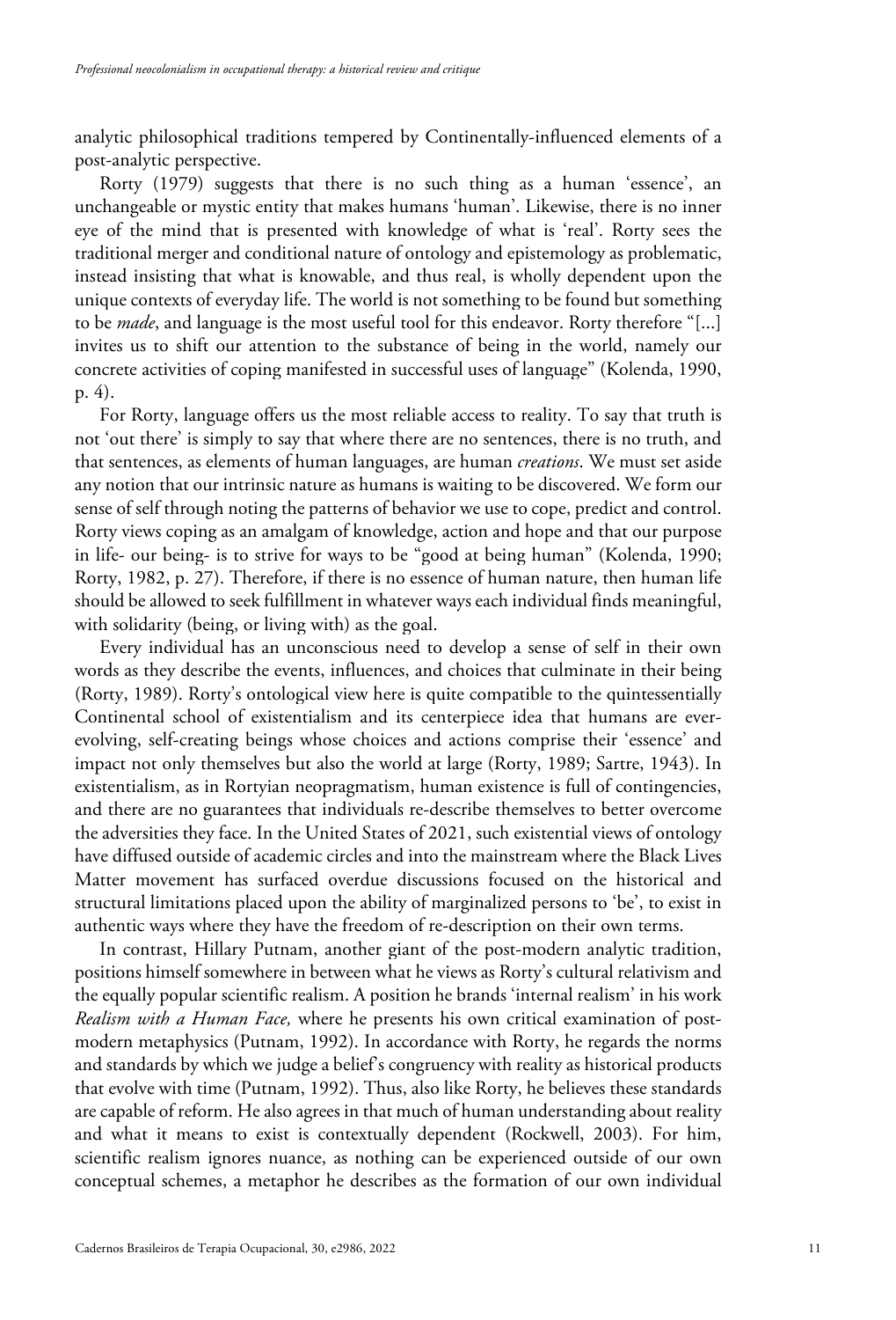analytic philosophical traditions tempered by Continentally-influenced elements of a post-analytic perspective.

Rorty (1979) suggests that there is no such thing as a human 'essence', an unchangeable or mystic entity that makes humans 'human'. Likewise, there is no inner eye of the mind that is presented with knowledge of what is 'real'. Rorty sees the traditional merger and conditional nature of ontology and epistemology as problematic, instead insisting that what is knowable, and thus real, is wholly dependent upon the unique contexts of everyday life. The world is not something to be found but something to be *made*, and language is the most useful tool for this endeavor. Rorty therefore "[...] invites us to shift our attention to the substance of being in the world, namely our concrete activities of coping manifested in successful uses of language" (Kolenda, 1990, p. 4).

For Rorty, language offers us the most reliable access to reality. To say that truth is not 'out there' is simply to say that where there are no sentences, there is no truth, and that sentences, as elements of human languages, are human *creations*. We must set aside any notion that our intrinsic nature as humans is waiting to be discovered. We form our sense of self through noting the patterns of behavior we use to cope, predict and control. Rorty views coping as an amalgam of knowledge, action and hope and that our purpose in life- our being- is to strive for ways to be "good at being human" (Kolenda, 1990; Rorty, 1982, p. 27). Therefore, if there is no essence of human nature, then human life should be allowed to seek fulfillment in whatever ways each individual finds meaningful, with solidarity (being, or living with) as the goal.

Every individual has an unconscious need to develop a sense of self in their own words as they describe the events, influences, and choices that culminate in their being (Rorty, 1989). Rorty's ontological view here is quite compatible to the quintessentially Continental school of existentialism and its centerpiece idea that humans are ever-evolving, self-creating beings whose choices and actions comprise their 'essence' and impact not only themselves but also the world at large (Rorty, 1989; Sartre, 1943). In existentialism, as in Rortyian neopragmatism, human existence is full of contingencies, and there are no guarantees that individuals re-describe themselves to better overcome the adversities they face. In the United States of 2021, such existential views of ontology have diffused outside of academic circles and into the mainstream where the Black Lives Matter movement has surfaced overdue discussions focused on the historical and structural limitations placed upon the ability of marginalized persons to 'be', to exist in authentic ways where they have the freedom of re-description on their own terms.

In contrast, Hillary Putnam, another giant of the post-modern analytic tradition, positions himself somewhere in between what he views as Rorty's cultural relativism and the equally popular scientific realism. A position he brands 'internal realism' in his work *Realism with a Human Face,* where he presents his own critical examination of post-modern metaphysics (Putnam, 1992). In accordance with Rorty, he regards the norms and standards by which we judge a belief's congruency with reality as historical products that evolve with time (Putnam, 1992). Thus, also like Rorty, he believes these standards are capable of reform. He also agrees in that much of human understanding about reality and what it means to exist is contextually dependent (Rockwell, 2003). For him, scientific realism ignores nuance, as nothing can be experienced outside of our own conceptual schemes, a metaphor he describes as the formation of our own individual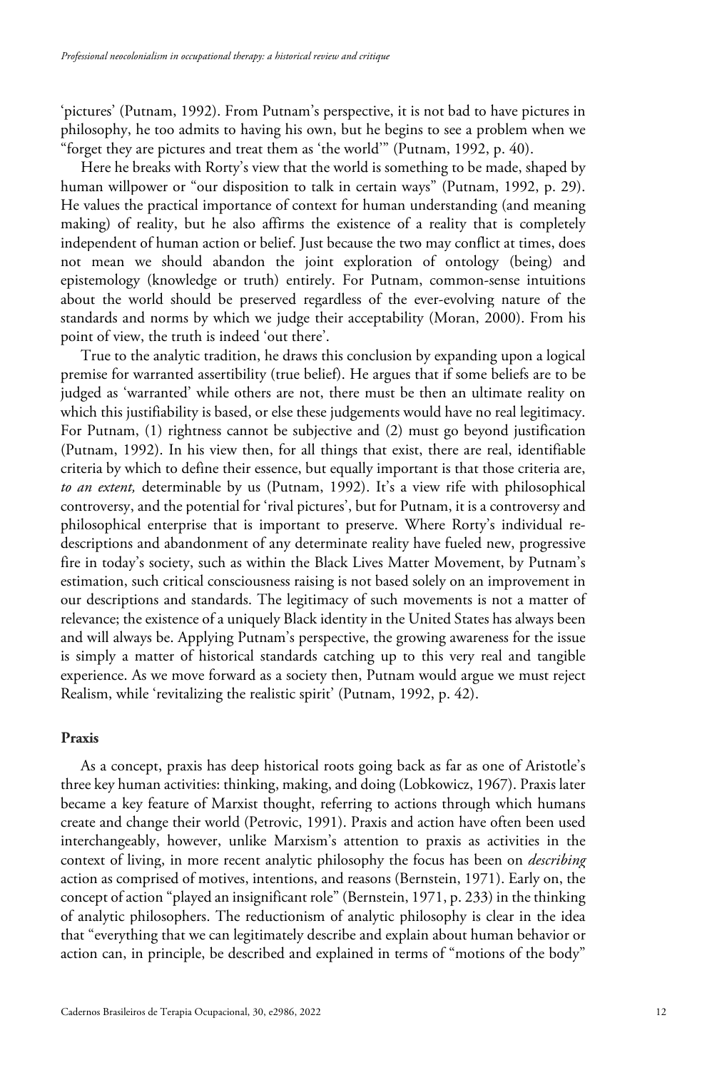'pictures' (Putnam, 1992). From Putnam's perspective, it is not bad to have pictures in philosophy, he too admits to having his own, but he begins to see a problem when we "forget they are pictures and treat them as 'the world'" (Putnam, 1992, p. 40).

Here he breaks with Rorty's view that the world is something to be made, shaped by human willpower or "our disposition to talk in certain ways" (Putnam, 1992, p. 29). He values the practical importance of context for human understanding (and meaning making) of reality, but he also affirms the existence of a reality that is completely independent of human action or belief. Just because the two may conflict at times, does not mean we should abandon the joint exploration of ontology (being) and epistemology (knowledge or truth) entirely. For Putnam, common-sense intuitions about the world should be preserved regardless of the ever-evolving nature of the standards and norms by which we judge their acceptability (Moran, 2000). From his point of view, the truth is indeed 'out there'.

True to the analytic tradition, he draws this conclusion by expanding upon a logical premise for warranted assertibility (true belief). He argues that if some beliefs are to be judged as 'warranted' while others are not, there must be then an ultimate reality on which this justifiability is based, or else these judgements would have no real legitimacy. For Putnam, (1) rightness cannot be subjective and (2) must go beyond justification (Putnam, 1992). In his view then, for all things that exist, there are real, identifiable criteria by which to define their essence, but equally important is that those criteria are, *to an extent,* determinable by us (Putnam, 1992). It's a view rife with philosophical controversy, and the potential for 'rival pictures', but for Putnam, it is a controversy and philosophical enterprise that is important to preserve. Where Rorty's individual re-descriptions and abandonment of any determinate reality have fueled new, progressive fire in today's society, such as within the Black Lives Matter Movement, by Putnam's estimation, such critical consciousness raising is not based solely on an improvement in our descriptions and standards. The legitimacy of such movements is not a matter of relevance; the existence of a uniquely Black identity in the United States has always been and will always be. Applying Putnam's perspective, the growing awareness for the issue is simply a matter of historical standards catching up to this very real and tangible experience. As we move forward as a society then, Putnam would argue we must reject Realism, while 'revitalizing the realistic spirit' (Putnam, 1992, p. 42).

### Praxis

As a concept, praxis has deep historical roots going back as far as one of Aristotle's three key human activities: thinking, making, and doing (Lobkowicz, 1967). Praxis later became a key feature of Marxist thought, referring to actions through which humans create and change their world (Petrovic, 1991). Praxis and action have often been used interchangeably, however, unlike Marxism's attention to praxis as activities in the context of living, in more recent analytic philosophy the focus has been on *describing* action as comprised of motives, intentions, and reasons (Bernstein, 1971). Early on, the concept of action "played an insignificant role" (Bernstein, 1971, p. 233) in the thinking of analytic philosophers. The reductionism of analytic philosophy is clear in the idea that "everything that we can legitimately describe and explain about human behavior or action can, in principle, be described and explained in terms of "motions of the body"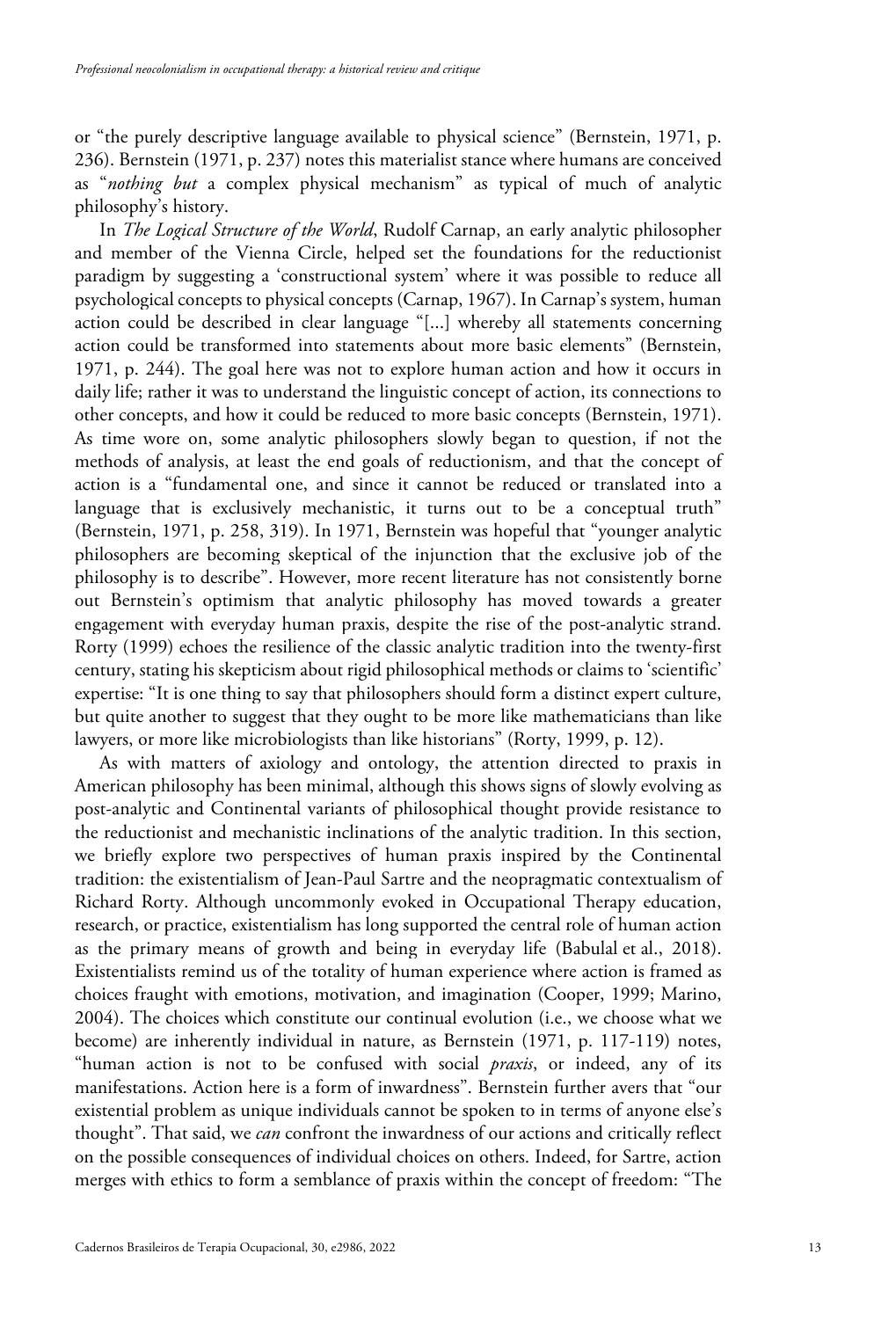or "the purely descriptive language available to physical science" (Bernstein, 1971, p. 236). Bernstein (1971, p. 237) notes this materialist stance where humans are conceived as "*nothing but* a complex physical mechanism" as typical of much of analytic philosophy's history.

In *The Logical Structure of the World*, Rudolf Carnap, an early analytic philosopher and member of the Vienna Circle, helped set the foundations for the reductionist paradigm by suggesting a 'constructional system' where it was possible to reduce all psychological concepts to physical concepts (Carnap, 1967). In Carnap's system, human action could be described in clear language "[...] whereby all statements concerning action could be transformed into statements about more basic elements" (Bernstein, 1971, p. 244). The goal here was not to explore human action and how it occurs in daily life; rather it was to understand the linguistic concept of action, its connections to other concepts, and how it could be reduced to more basic concepts (Bernstein, 1971). As time wore on, some analytic philosophers slowly began to question, if not the methods of analysis, at least the end goals of reductionism, and that the concept of action is a "fundamental one, and since it cannot be reduced or translated into a language that is exclusively mechanistic, it turns out to be a conceptual truth" (Bernstein, 1971, p. 258, 319). In 1971, Bernstein was hopeful that "younger analytic philosophers are becoming skeptical of the injunction that the exclusive job of the philosophy is to describe". However, more recent literature has not consistently borne out Bernstein's optimism that analytic philosophy has moved towards a greater engagement with everyday human praxis, despite the rise of the post-analytic strand. Rorty (1999) echoes the resilience of the classic analytic tradition into the twenty-first century, stating his skepticism about rigid philosophical methods or claims to 'scientific' expertise: "It is one thing to say that philosophers should form a distinct expert culture, but quite another to suggest that they ought to be more like mathematicians than like lawyers, or more like microbiologists than like historians" (Rorty, 1999, p. 12).

As with matters of axiology and ontology, the attention directed to praxis in American philosophy has been minimal, although this shows signs of slowly evolving as post-analytic and Continental variants of philosophical thought provide resistance to the reductionist and mechanistic inclinations of the analytic tradition. In this section, we briefly explore two perspectives of human praxis inspired by the Continental tradition: the existentialism of Jean-Paul Sartre and the neopragmatic contextualism of Richard Rorty. Although uncommonly evoked in Occupational Therapy education, research, or practice, existentialism has long supported the central role of human action as the primary means of growth and being in everyday life (Babulal et al., 2018). Existentialists remind us of the totality of human experience where action is framed as choices fraught with emotions, motivation, and imagination (Cooper, 1999; Marino, 2004). The choices which constitute our continual evolution (i.e., we choose what we become) are inherently individual in nature, as Bernstein (1971, p. 117-119) notes, "human action is not to be confused with social *praxis*, or indeed, any of its manifestations. Action here is a form of inwardness". Bernstein further avers that "our existential problem as unique individuals cannot be spoken to in terms of anyone else's thought". That said, we *can* confront the inwardness of our actions and critically reflect on the possible consequences of individual choices on others. Indeed, for Sartre, action merges with ethics to form a semblance of praxis within the concept of freedom: "The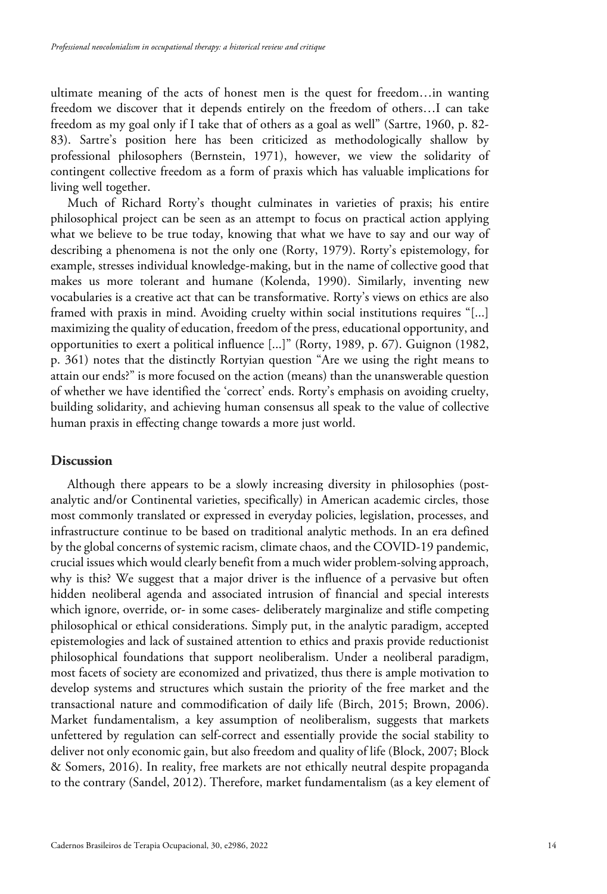ultimate meaning of the acts of honest men is the quest for freedom…in wanting freedom we discover that it depends entirely on the freedom of others…I can take freedom as my goal only if I take that of others as a goal as well" (Sartre, 1960, p. 82-83). Sartre's position here has been criticized as methodologically shallow by professional philosophers (Bernstein, 1971), however, we view the solidarity of contingent collective freedom as a form of praxis which has valuable implications for living well together.

Much of Richard Rorty's thought culminates in varieties of praxis; his entire philosophical project can be seen as an attempt to focus on practical action applying what we believe to be true today, knowing that what we have to say and our way of describing a phenomena is not the only one (Rorty, 1979). Rorty's epistemology, for example, stresses individual knowledge-making, but in the name of collective good that makes us more tolerant and humane (Kolenda, 1990). Similarly, inventing new vocabularies is a creative act that can be transformative. Rorty's views on ethics are also framed with praxis in mind. Avoiding cruelty within social institutions requires "[...] maximizing the quality of education, freedom of the press, educational opportunity, and opportunities to exert a political influence [...]" (Rorty, 1989, p. 67). Guignon (1982, p. 361) notes that the distinctly Rortyian question "Are we using the right means to attain our ends?" is more focused on the action (means) than the unanswerable question of whether we have identified the 'correct' ends. Rorty's emphasis on avoiding cruelty, building solidarity, and achieving human consensus all speak to the value of collective human praxis in effecting change towards a more just world.

## Discussion

Although there appears to be a slowly increasing diversity in philosophies (post-analytic and/or Continental varieties, specifically) in American academic circles, those most commonly translated or expressed in everyday policies, legislation, processes, and infrastructure continue to be based on traditional analytic methods. In an era defined by the global concerns of systemic racism, climate chaos, and the COVID-19 pandemic, crucial issues which would clearly benefit from a much wider problem-solving approach, why is this? We suggest that a major driver is the influence of a pervasive but often hidden neoliberal agenda and associated intrusion of financial and special interests which ignore, override, or- in some cases- deliberately marginalize and stifle competing philosophical or ethical considerations. Simply put, in the analytic paradigm, accepted epistemologies and lack of sustained attention to ethics and praxis provide reductionist philosophical foundations that support neoliberalism. Under a neoliberal paradigm, most facets of society are economized and privatized, thus there is ample motivation to develop systems and structures which sustain the priority of the free market and the transactional nature and commodification of daily life (Birch, 2015; Brown, 2006). Market fundamentalism, a key assumption of neoliberalism, suggests that markets unfettered by regulation can self-correct and essentially provide the social stability to deliver not only economic gain, but also freedom and quality of life (Block, 2007; Block & Somers, 2016). In reality, free markets are not ethically neutral despite propaganda to the contrary (Sandel, 2012). Therefore, market fundamentalism (as a key element of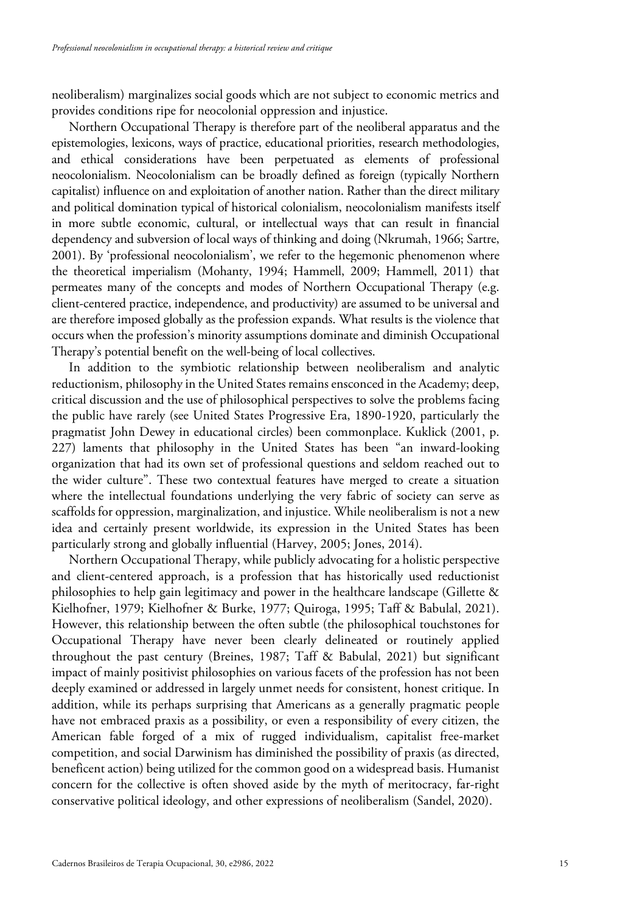neoliberalism) marginalizes social goods which are not subject to economic metrics and provides conditions ripe for neocolonial oppression and injustice.

Northern Occupational Therapy is therefore part of the neoliberal apparatus and the epistemologies, lexicons, ways of practice, educational priorities, research methodologies, and ethical considerations have been perpetuated as elements of professional neocolonialism. Neocolonialism can be broadly defined as foreign (typically Northern capitalist) influence on and exploitation of another nation. Rather than the direct military and political domination typical of historical colonialism, neocolonialism manifests itself in more subtle economic, cultural, or intellectual ways that can result in financial dependency and subversion of local ways of thinking and doing (Nkrumah, 1966; Sartre, 2001). By 'professional neocolonialism', we refer to the hegemonic phenomenon where the theoretical imperialism (Mohanty, 1994; Hammell, 2009; Hammell, 2011) that permeates many of the concepts and modes of Northern Occupational Therapy (e.g. client-centered practice, independence, and productivity) are assumed to be universal and are therefore imposed globally as the profession expands. What results is the violence that occurs when the profession's minority assumptions dominate and diminish Occupational Therapy's potential benefit on the well-being of local collectives.

In addition to the symbiotic relationship between neoliberalism and analytic reductionism, philosophy in the United States remains ensconced in the Academy; deep, critical discussion and the use of philosophical perspectives to solve the problems facing the public have rarely (see United States Progressive Era, 1890-1920, particularly the pragmatist John Dewey in educational circles) been commonplace. Kuklick (2001, p. 227) laments that philosophy in the United States has been "an inward-looking organization that had its own set of professional questions and seldom reached out to the wider culture". These two contextual features have merged to create a situation where the intellectual foundations underlying the very fabric of society can serve as scaffolds for oppression, marginalization, and injustice. While neoliberalism is not a new idea and certainly present worldwide, its expression in the United States has been particularly strong and globally influential (Harvey, 2005; Jones, 2014).

Northern Occupational Therapy, while publicly advocating for a holistic perspective and client-centered approach, is a profession that has historically used reductionist philosophies to help gain legitimacy and power in the healthcare landscape (Gillette & Kielhofner, 1979; Kielhofner & Burke, 1977; Quiroga, 1995; Taff & Babulal, 2021). However, this relationship between the often subtle (the philosophical touchstones for Occupational Therapy have never been clearly delineated or routinely applied throughout the past century (Breines, 1987; Taff & Babulal, 2021) but significant impact of mainly positivist philosophies on various facets of the profession has not been deeply examined or addressed in largely unmet needs for consistent, honest critique. In addition, while its perhaps surprising that Americans as a generally pragmatic people have not embraced praxis as a possibility, or even a responsibility of every citizen, the American fable forged of a mix of rugged individualism, capitalist free-market competition, and social Darwinism has diminished the possibility of praxis (as directed, beneficent action) being utilized for the common good on a widespread basis. Humanist concern for the collective is often shoved aside by the myth of meritocracy, far-right conservative political ideology, and other expressions of neoliberalism (Sandel, 2020).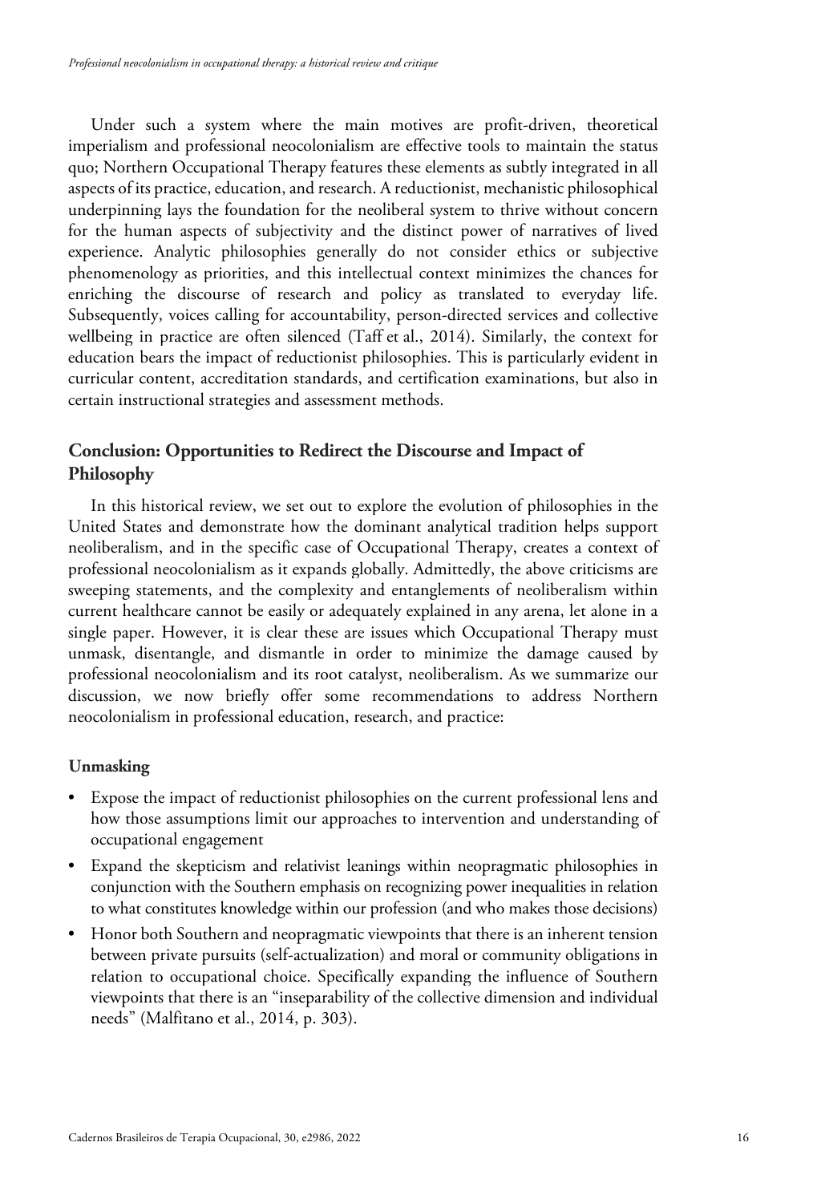Under such a system where the main motives are profit-driven, theoretical imperialism and professional neocolonialism are effective tools to maintain the status quo; Northern Occupational Therapy features these elements as subtly integrated in all aspects of its practice, education, and research. A reductionist, mechanistic philosophical underpinning lays the foundation for the neoliberal system to thrive without concern for the human aspects of subjectivity and the distinct power of narratives of lived experience. Analytic philosophies generally do not consider ethics or subjective phenomenology as priorities, and this intellectual context minimizes the chances for enriching the discourse of research and policy as translated to everyday life. Subsequently, voices calling for accountability, person-directed services and collective wellbeing in practice are often silenced (Taff et al., 2014). Similarly, the context for education bears the impact of reductionist philosophies. This is particularly evident in curricular content, accreditation standards, and certification examinations, but also in certain instructional strategies and assessment methods.

## Conclusion: Opportunities to Redirect the Discourse and Impact of Philosophy

In this historical review, we set out to explore the evolution of philosophies in the United States and demonstrate how the dominant analytical tradition helps support neoliberalism, and in the specific case of Occupational Therapy, creates a context of professional neocolonialism as it expands globally. Admittedly, the above criticisms are sweeping statements, and the complexity and entanglements of neoliberalism within current healthcare cannot be easily or adequately explained in any arena, let alone in a single paper. However, it is clear these are issues which Occupational Therapy must unmask, disentangle, and dismantle in order to minimize the damage caused by professional neocolonialism and its root catalyst, neoliberalism. As we summarize our discussion, we now briefly offer some recommendations to address Northern neocolonialism in professional education, research, and practice:

### Unmasking

- Expose the impact of reductionist philosophies on the current professional lens and how those assumptions limit our approaches to intervention and understanding of occupational engagement
- Expand the skepticism and relativist leanings within neopragmatic philosophies in conjunction with the Southern emphasis on recognizing power inequalities in relation to what constitutes knowledge within our profession (and who makes those decisions)
- Honor both Southern and neopragmatic viewpoints that there is an inherent tension between private pursuits (self-actualization) and moral or community obligations in relation to occupational choice. Specifically expanding the influence of Southern viewpoints that there is an "inseparability of the collective dimension and individual needs" (Malfitano et al., 2014, p. 303).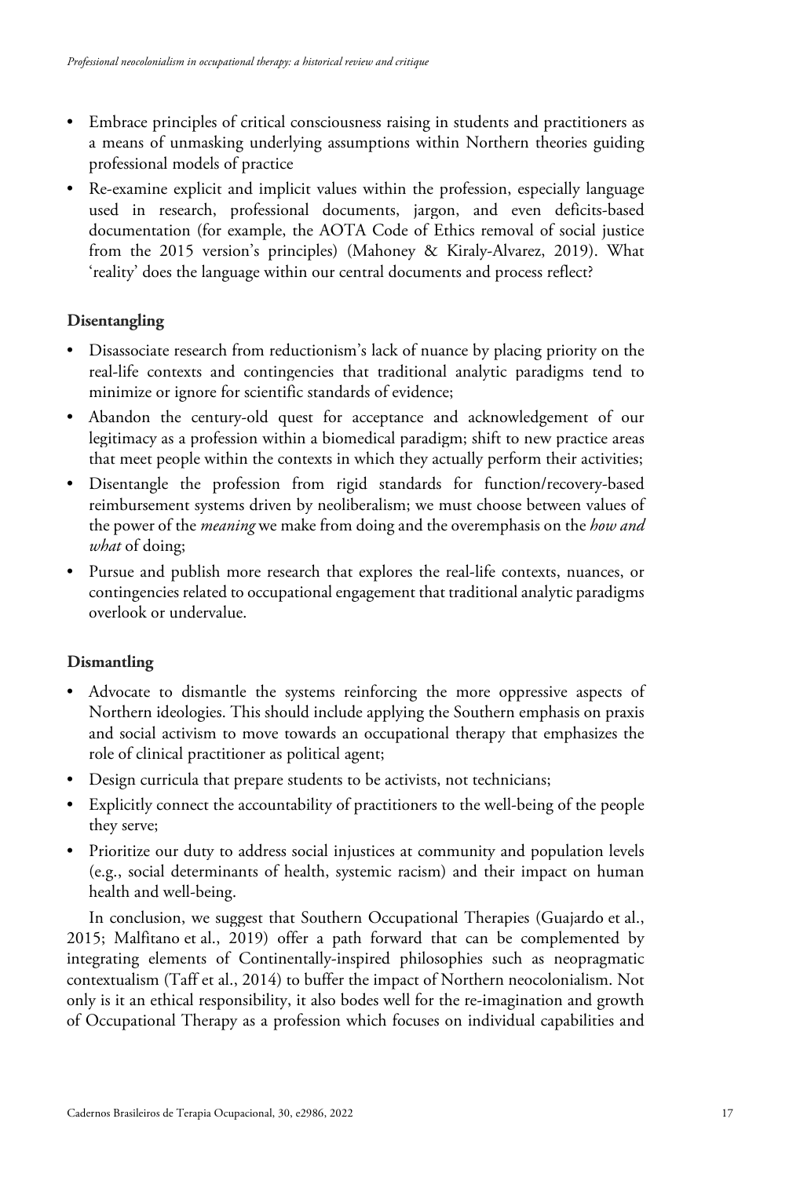- Embrace principles of critical consciousness raising in students and practitioners as a means of unmasking underlying assumptions within Northern theories guiding professional models of practice
- Re-examine explicit and implicit values within the profession, especially language used in research, professional documents, jargon, and even deficits-based documentation (for example, the AOTA Code of Ethics removal of social justice from the 2015 version's principles) (Mahoney & Kiraly-Alvarez, 2019). What 'reality' does the language within our central documents and process reflect?

**Disentangling**

- Disassociate research from reductionism's lack of nuance by placing priority on the real-life contexts and contingencies that traditional analytic paradigms tend to minimize or ignore for scientific standards of evidence;
- Abandon the century-old quest for acceptance and acknowledgement of our legitimacy as a profession within a biomedical paradigm; shift to new practice areas that meet people within the contexts in which they actually perform their activities;
- Disentangle the profession from rigid standards for function/recovery-based reimbursement systems driven by neoliberalism; we must choose between values of the power of the *meaning* we make from doing and the overemphasis on the *how and what* of doing;
- Pursue and publish more research that explores the real-life contexts, nuances, or contingencies related to occupational engagement that traditional analytic paradigms overlook or undervalue.

**Dismantling**

- Advocate to dismantle the systems reinforcing the more oppressive aspects of Northern ideologies. This should include applying the Southern emphasis on praxis and social activism to move towards an occupational therapy that emphasizes the role of clinical practitioner as political agent;
- Design curricula that prepare students to be activists, not technicians;
- Explicitly connect the accountability of practitioners to the well-being of the people they serve;
- Prioritize our duty to address social injustices at community and population levels (e.g., social determinants of health, systemic racism) and their impact on human health and well-being.

In conclusion, we suggest that Southern Occupational Therapies (Guajardo et al., 2015; Malfitano et al., 2019) offer a path forward that can be complemented by integrating elements of Continentally-inspired philosophies such as neopragmatic contextualism (Taff et al., 2014) to buffer the impact of Northern neocolonialism. Not only is it an ethical responsibility, it also bodes well for the re-imagination and growth of Occupational Therapy as a profession which focuses on individual capabilities and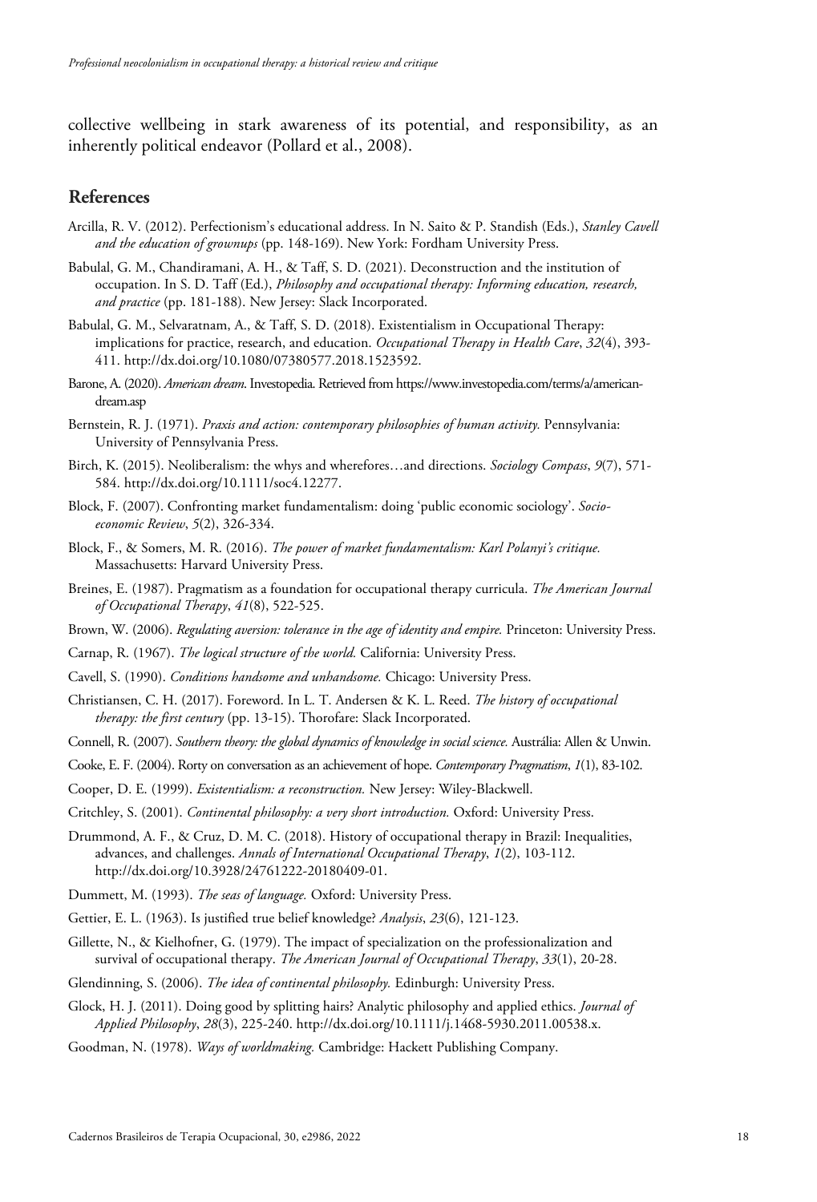collective wellbeing in stark awareness of its potential, and responsibility, as an inherently political endeavor (Pollard et al., 2008).

## References

Arcilla, R. V. (2012). Perfectionism's educational address. In N. Saito & P. Standish (Eds.), *Stanley Cavell and the education of grownups* (pp. 148-169). New York: Fordham University Press.

Babulal, G. M., Chandiramani, A. H., & Taff, S. D. (2021). Deconstruction and the institution of occupation. In S. D. Taff (Ed.), *Philosophy and occupational therapy: Informing education, research, and practice* (pp. 181-188). New Jersey: Slack Incorporated.

Babulal, G. M., Selvaratnam, A., & Taff, S. D. (2018). Existentialism in Occupational Therapy: implications for practice, research, and education. *Occupational Therapy in Health Care*, *32*(4), 393-411. http://dx.doi.org/10.1080/07380577.2018.1523592.

Barone, A. (2020). *American dream*. Investopedia. Retrieved from https://www.investopedia.com/terms/a/american-dream.asp

Bernstein, R. J. (1971). *Praxis and action: contemporary philosophies of human activity.* Pennsylvania: University of Pennsylvania Press.

Birch, K. (2015). Neoliberalism: the whys and wherefores…and directions. *Sociology Compass*, *9*(7), 571-584. http://dx.doi.org/10.1111/soc4.12277.

Block, F. (2007). Confronting market fundamentalism: doing 'public economic sociology'. *Socio-economic Review*, *5*(2), 326-334.

Block, F., & Somers, M. R. (2016). *The power of market fundamentalism: Karl Polanyi's critique.* Massachusetts: Harvard University Press.

Breines, E. (1987). Pragmatism as a foundation for occupational therapy curricula. *The American Journal of Occupational Therapy*, *41*(8), 522-525.

Brown, W. (2006). *Regulating aversion: tolerance in the age of identity and empire.* Princeton: University Press.

Carnap, R. (1967). *The logical structure of the world.* California: University Press.

Cavell, S. (1990). *Conditions handsome and unhandsome.* Chicago: University Press.

Christiansen, C. H. (2017). Foreword. In L. T. Andersen & K. L. Reed. *The history of occupational therapy: the first century* (pp. 13-15). Thorofare: Slack Incorporated.

Connell, R. (2007). *Southern theory: the global dynamics of knowledge in social science.* Austrália: Allen & Unwin.

Cooke, E. F. (2004). Rorty on conversation as an achievement of hope. *Contemporary Pragmatism*, *1*(1), 83-102.

Cooper, D. E. (1999). *Existentialism: a reconstruction.* New Jersey: Wiley-Blackwell.

Critchley, S. (2001). *Continental philosophy: a very short introduction.* Oxford: University Press.

Drummond, A. F., & Cruz, D. M. C. (2018). History of occupational therapy in Brazil: Inequalities, advances, and challenges. *Annals of International Occupational Therapy*, *1*(2), 103-112. http://dx.doi.org/10.3928/24761222-20180409-01.

Dummett, M. (1993). *The seas of language.* Oxford: University Press.

Gettier, E. L. (1963). Is justified true belief knowledge? *Analysis*, *23*(6), 121-123.

Gillette, N., & Kielhofner, G. (1979). The impact of specialization on the professionalization and survival of occupational therapy. *The American Journal of Occupational Therapy*, *33*(1), 20-28.

Glendinning, S. (2006). *The idea of continental philosophy.* Edinburgh: University Press.

Glock, H. J. (2011). Doing good by splitting hairs? Analytic philosophy and applied ethics. *Journal of Applied Philosophy*, *28*(3), 225-240. http://dx.doi.org/10.1111/j.1468-5930.2011.00538.x.

Goodman, N. (1978). *Ways of worldmaking.* Cambridge: Hackett Publishing Company.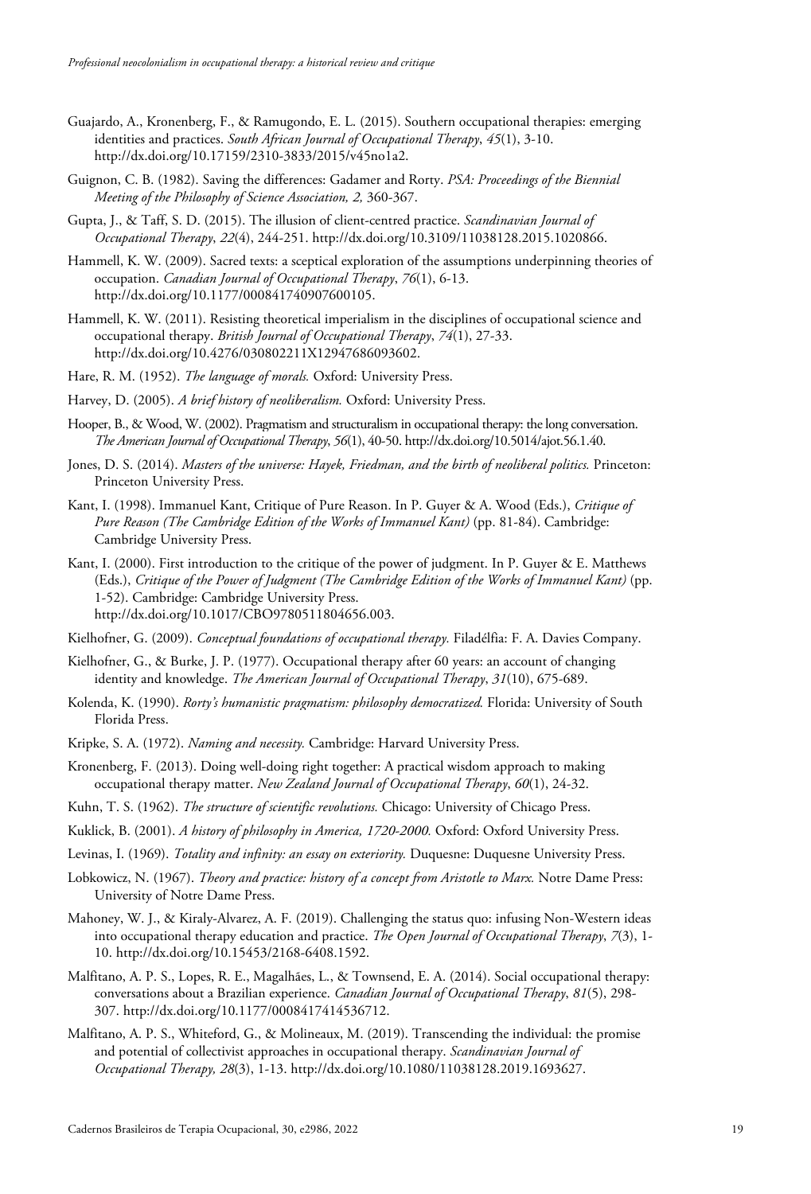Guajardo, A., Kronenberg, F., & Ramugondo, E. L. (2015). Southern occupational therapies: emerging identities and practices. *South African Journal of Occupational Therapy*, *45*(1), 3-10. http://dx.doi.org/10.17159/2310-3833/2015/v45no1a2.

Guignon, C. B. (1982). Saving the differences: Gadamer and Rorty. *PSA: Proceedings of the Biennial Meeting of the Philosophy of Science Association, 2,* 360-367.

Gupta, J., & Taff, S. D. (2015). The illusion of client-centred practice. *Scandinavian Journal of Occupational Therapy*, *22*(4), 244-251. http://dx.doi.org/10.3109/11038128.2015.1020866.

Hammell, K. W. (2009). Sacred texts: a sceptical exploration of the assumptions underpinning theories of occupation. *Canadian Journal of Occupational Therapy*, *76*(1), 6-13. http://dx.doi.org/10.1177/000841740907600105.

Hammell, K. W. (2011). Resisting theoretical imperialism in the disciplines of occupational science and occupational therapy. *British Journal of Occupational Therapy*, *74*(1), 27-33. http://dx.doi.org/10.4276/030802211X12947686093602.

Hare, R. M. (1952). *The language of morals.* Oxford: University Press.

Harvey, D. (2005). *A brief history of neoliberalism.* Oxford: University Press.

Hooper, B., & Wood, W. (2002). Pragmatism and structuralism in occupational therapy: the long conversation. *The American Journal of Occupational Therapy*, *56*(1), 40-50. http://dx.doi.org/10.5014/ajot.56.1.40.

Jones, D. S. (2014). *Masters of the universe: Hayek, Friedman, and the birth of neoliberal politics.* Princeton: Princeton University Press.

Kant, I. (1998). Immanuel Kant, Critique of Pure Reason. In P. Guyer & A. Wood (Eds.), *Critique of Pure Reason (The Cambridge Edition of the Works of Immanuel Kant)* (pp. 81-84). Cambridge: Cambridge University Press.

Kant, I. (2000). First introduction to the critique of the power of judgment. In P. Guyer & E. Matthews (Eds.), *Critique of the Power of Judgment (The Cambridge Edition of the Works of Immanuel Kant)* (pp. 1-52). Cambridge: Cambridge University Press. http://dx.doi.org/10.1017/CBO9780511804656.003.

Kielhofner, G. (2009). *Conceptual foundations of occupational therapy.* Filadélfia: F. A. Davies Company.

Kielhofner, G., & Burke, J. P. (1977). Occupational therapy after 60 years: an account of changing identity and knowledge. *The American Journal of Occupational Therapy*, *31*(10), 675-689.

Kolenda, K. (1990). *Rorty's humanistic pragmatism: philosophy democratized.* Florida: University of South Florida Press.

Kripke, S. A. (1972). *Naming and necessity.* Cambridge: Harvard University Press.

Kronenberg, F. (2013). Doing well-doing right together: A practical wisdom approach to making occupational therapy matter. *New Zealand Journal of Occupational Therapy*, *60*(1), 24-32.

Kuhn, T. S. (1962). *The structure of scientific revolutions.* Chicago: University of Chicago Press.

Kuklick, B. (2001). *A history of philosophy in America, 1720-2000.* Oxford: Oxford University Press.

Levinas, I. (1969). *Totality and infinity: an essay on exteriority.* Duquesne: Duquesne University Press.

Lobkowicz, N. (1967). *Theory and practice: history of a concept from Aristotle to Marx.* Notre Dame Press: University of Notre Dame Press.

Mahoney, W. J., & Kiraly-Alvarez, A. F. (2019). Challenging the status quo: infusing Non-Western ideas into occupational therapy education and practice. *The Open Journal of Occupational Therapy*, *7*(3), 1-10. http://dx.doi.org/10.15453/2168-6408.1592.

Malfitano, A. P. S., Lopes, R. E., Magalhães, L., & Townsend, E. A. (2014). Social occupational therapy: conversations about a Brazilian experience. *Canadian Journal of Occupational Therapy*, *81*(5), 298-307. http://dx.doi.org/10.1177/0008417414536712.

Malfitano, A. P. S., Whiteford, G., & Molineaux, M. (2019). Transcending the individual: the promise and potential of collectivist approaches in occupational therapy. *Scandinavian Journal of Occupational Therapy, 28*(3), 1-13. http://dx.doi.org/10.1080/11038128.2019.1693627.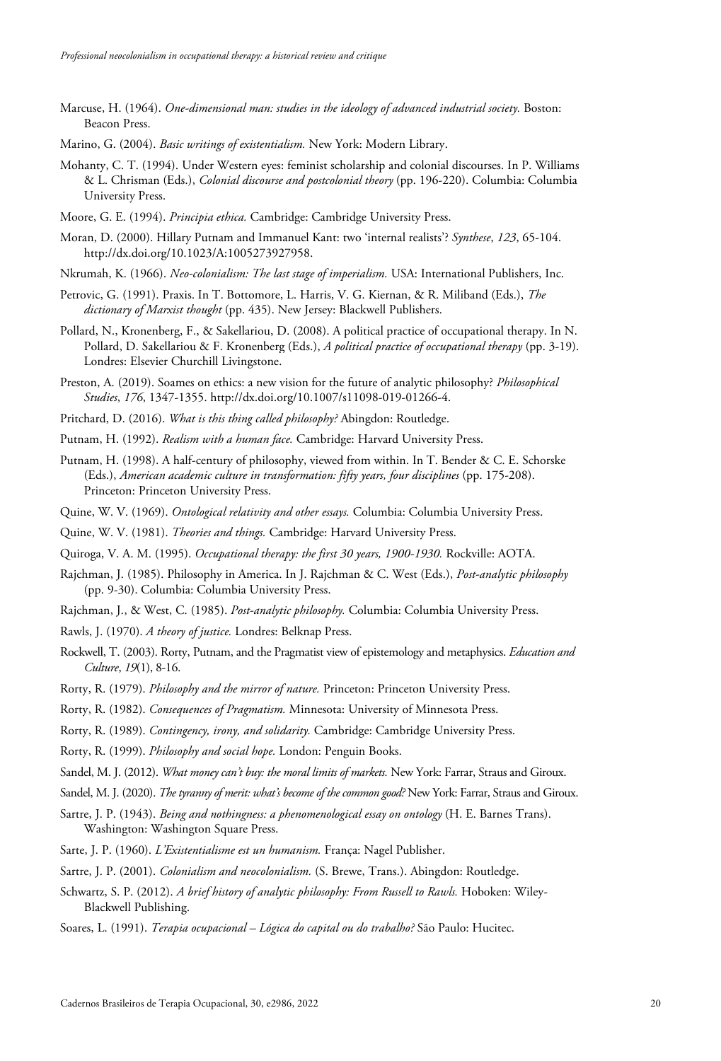Marcuse, H. (1964). *One-dimensional man: studies in the ideology of advanced industrial society.* Boston: Beacon Press.

Marino, G. (2004). *Basic writings of existentialism.* New York: Modern Library.

Mohanty, C. T. (1994). Under Western eyes: feminist scholarship and colonial discourses. In P. Williams & L. Chrisman (Eds.), *Colonial discourse and postcolonial theory* (pp. 196-220). Columbia: Columbia University Press.

Moore, G. E. (1994). *Principia ethica.* Cambridge: Cambridge University Press.

Moran, D. (2000). Hillary Putnam and Immanuel Kant: two 'internal realists'? *Synthese*, *123*, 65-104. http://dx.doi.org/10.1023/A:1005273927958.

Nkrumah, K. (1966). *Neo-colonialism: The last stage of imperialism.* USA: International Publishers, Inc.

Petrovic, G. (1991). Praxis. In T. Bottomore, L. Harris, V. G. Kiernan, & R. Miliband (Eds.), *The dictionary of Marxist thought* (pp. 435). New Jersey: Blackwell Publishers.

Pollard, N., Kronenberg, F., & Sakellariou, D. (2008). A political practice of occupational therapy. In N. Pollard, D. Sakellariou & F. Kronenberg (Eds.), *A political practice of occupational therapy* (pp. 3-19). Londres: Elsevier Churchill Livingstone.

Preston, A. (2019). Soames on ethics: a new vision for the future of analytic philosophy? *Philosophical Studies*, *176*, 1347-1355. http://dx.doi.org/10.1007/s11098-019-01266-4.

Pritchard, D. (2016). *What is this thing called philosophy?* Abingdon: Routledge.

Putnam, H. (1992). *Realism with a human face.* Cambridge: Harvard University Press.

Putnam, H. (1998). A half-century of philosophy, viewed from within. In T. Bender & C. E. Schorske (Eds.), *American academic culture in transformation: fifty years, four disciplines* (pp. 175-208). Princeton: Princeton University Press.

Quine, W. V. (1969). *Ontological relativity and other essays.* Columbia: Columbia University Press.

Quine, W. V. (1981). *Theories and things.* Cambridge: Harvard University Press.

Quiroga, V. A. M. (1995). *Occupational therapy: the first 30 years, 1900-1930.* Rockville: AOTA.

Rajchman, J. (1985). Philosophy in America. In J. Rajchman & C. West (Eds.), *Post-analytic philosophy* (pp. 9-30). Columbia: Columbia University Press.

Rajchman, J., & West, C. (1985). *Post-analytic philosophy.* Columbia: Columbia University Press.

Rawls, J. (1970). *A theory of justice.* Londres: Belknap Press.

Rockwell, T. (2003). Rorty, Putnam, and the Pragmatist view of epistemology and metaphysics. *Education and Culture*, *19*(1), 8-16.

Rorty, R. (1979). *Philosophy and the mirror of nature.* Princeton: Princeton University Press.

Rorty, R. (1982). *Consequences of Pragmatism.* Minnesota: University of Minnesota Press.

Rorty, R. (1989). *Contingency, irony, and solidarity.* Cambridge: Cambridge University Press.

Rorty, R. (1999). *Philosophy and social hope.* London: Penguin Books.

Sandel, M. J. (2012). *What money can't buy: the moral limits of markets.* New York: Farrar, Straus and Giroux.

Sandel, M. J. (2020). *The tyranny of merit: what's become of the common good?* New York: Farrar, Straus and Giroux.

Sartre, J. P. (1943). *Being and nothingness: a phenomenological essay on ontology* (H. E. Barnes Trans). Washington: Washington Square Press.

Sarte, J. P. (1960). *L'Existentialisme est un humanism.* França: Nagel Publisher.

Sartre, J. P. (2001). *Colonialism and neocolonialism.* (S. Brewe, Trans.). Abingdon: Routledge.

Schwartz, S. P. (2012). *A brief history of analytic philosophy: From Russell to Rawls.* Hoboken: Wiley-Blackwell Publishing.

Soares, L. (1991). *Terapia ocupacional – Lógica do capital ou do trabalho?* São Paulo: Hucitec.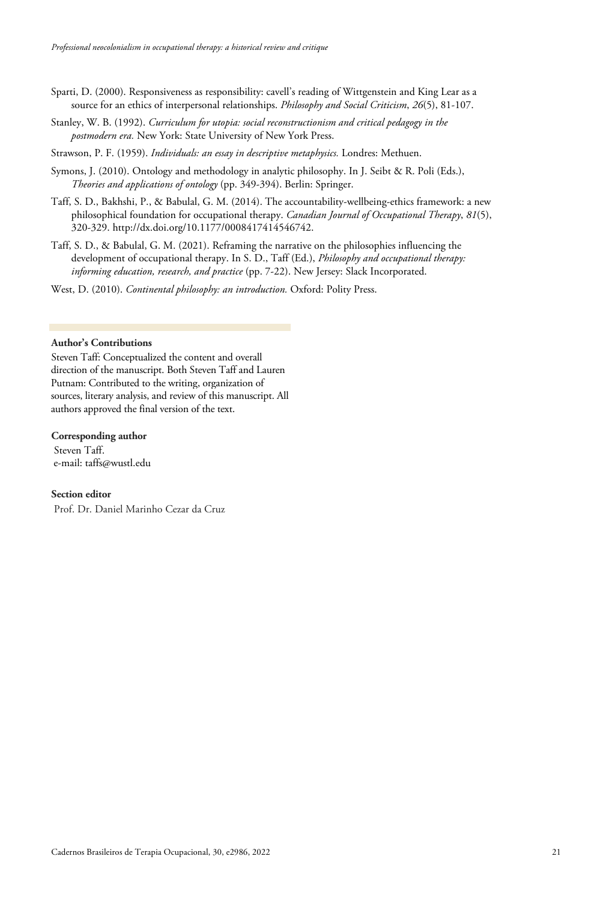Sparti, D. (2000). Responsiveness as responsibility: cavell's reading of Wittgenstein and King Lear as a source for an ethics of interpersonal relationships. *Philosophy and Social Criticism*, *26*(5), 81-107.

Stanley, W. B. (1992). *Curriculum for utopia: social reconstructionism and critical pedagogy in the postmodern era.* New York: State University of New York Press.

Strawson, P. F. (1959). *Individuals: an essay in descriptive metaphysics.* Londres: Methuen.

Symons, J. (2010). Ontology and methodology in analytic philosophy. In J. Seibt & R. Poli (Eds.), *Theories and applications of ontology* (pp. 349-394). Berlin: Springer.

Taff, S. D., Bakhshi, P., & Babulal, G. M. (2014). The accountability-wellbeing-ethics framework: a new philosophical foundation for occupational therapy. *Canadian Journal of Occupational Therapy*, *81*(5), 320-329. http://dx.doi.org/10.1177/0008417414546742.

Taff, S. D., & Babulal, G. M. (2021). Reframing the narrative on the philosophies influencing the development of occupational therapy. In S. D., Taff (Ed.), *Philosophy and occupational therapy: informing education, research, and practice* (pp. 7-22). New Jersey: Slack Incorporated.

West, D. (2010). *Continental philosophy: an introduction.* Oxford: Polity Press.

**Author's Contributions**

Steven Taff: Conceptualized the content and overall direction of the manuscript. Both Steven Taff and Lauren Putnam: Contributed to the writing, organization of sources, literary analysis, and review of this manuscript. All authors approved the final version of the text.

**Corresponding author**

Steven Taff.
e-mail: taffs@wustl.edu

**Section editor**

Prof. Dr. Daniel Marinho Cezar da Cruz